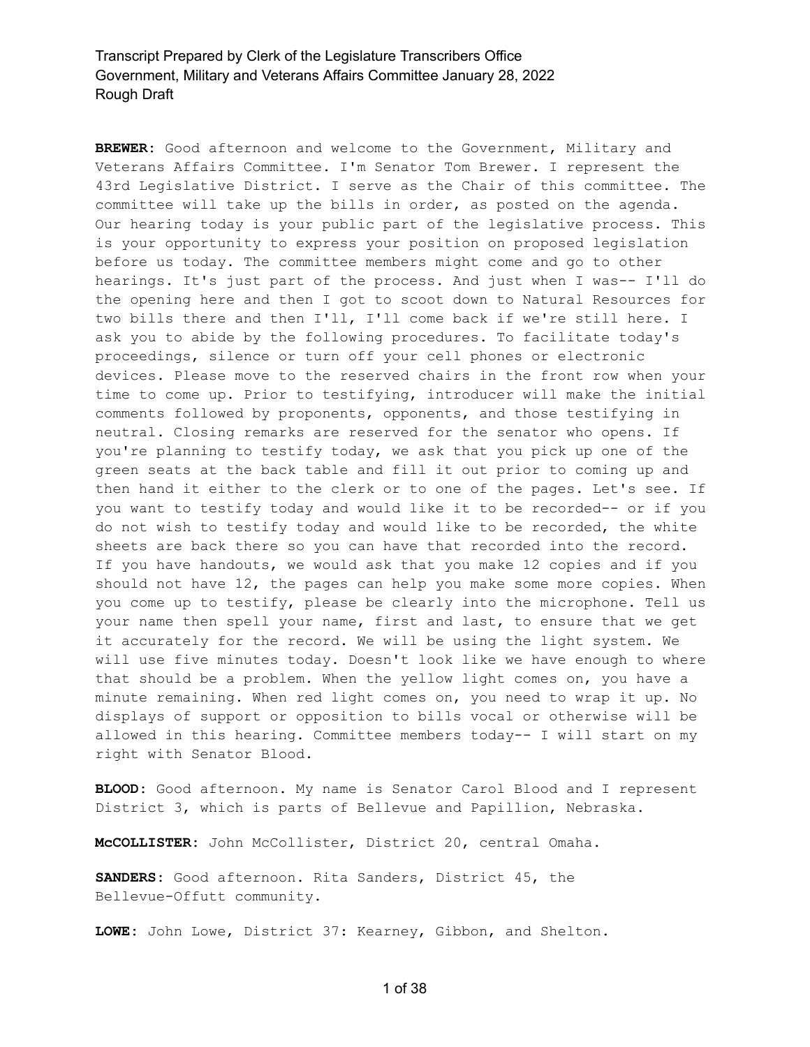**BREWER:** Good afternoon and welcome to the Government, Military and Veterans Affairs Committee. I'm Senator Tom Brewer. I represent the 43rd Legislative District. I serve as the Chair of this committee. The committee will take up the bills in order, as posted on the agenda. Our hearing today is your public part of the legislative process. This is your opportunity to express your position on proposed legislation before us today. The committee members might come and go to other hearings. It's just part of the process. And just when I was-- I'll do the opening here and then I got to scoot down to Natural Resources for two bills there and then I'll, I'll come back if we're still here. I ask you to abide by the following procedures. To facilitate today's proceedings, silence or turn off your cell phones or electronic devices. Please move to the reserved chairs in the front row when your time to come up. Prior to testifying, introducer will make the initial comments followed by proponents, opponents, and those testifying in neutral. Closing remarks are reserved for the senator who opens. If you're planning to testify today, we ask that you pick up one of the green seats at the back table and fill it out prior to coming up and then hand it either to the clerk or to one of the pages. Let's see. If you want to testify today and would like it to be recorded-- or if you do not wish to testify today and would like to be recorded, the white sheets are back there so you can have that recorded into the record. If you have handouts, we would ask that you make 12 copies and if you should not have 12, the pages can help you make some more copies. When you come up to testify, please be clearly into the microphone. Tell us your name then spell your name, first and last, to ensure that we get it accurately for the record. We will be using the light system. We will use five minutes today. Doesn't look like we have enough to where that should be a problem. When the yellow light comes on, you have a minute remaining. When red light comes on, you need to wrap it up. No displays of support or opposition to bills vocal or otherwise will be allowed in this hearing. Committee members today-- I will start on my right with Senator Blood.

**BLOOD:** Good afternoon. My name is Senator Carol Blood and I represent District 3, which is parts of Bellevue and Papillion, Nebraska.

**McCOLLISTER:** John McCollister, District 20, central Omaha.

**SANDERS:** Good afternoon. Rita Sanders, District 45, the Bellevue-Offutt community.

**LOWE:** John Lowe, District 37: Kearney, Gibbon, and Shelton.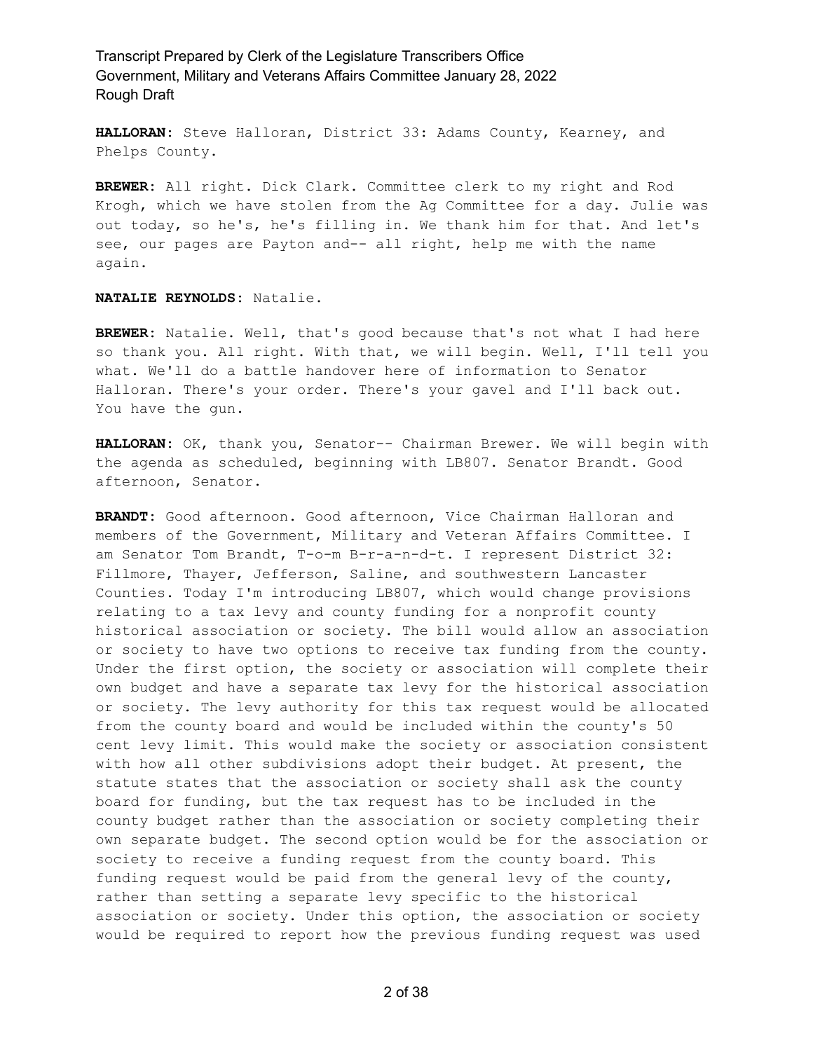**HALLORAN:** Steve Halloran, District 33: Adams County, Kearney, and Phelps County.

**BREWER:** All right. Dick Clark. Committee clerk to my right and Rod Krogh, which we have stolen from the Ag Committee for a day. Julie was out today, so he's, he's filling in. We thank him for that. And let's see, our pages are Payton and-- all right, help me with the name again.

**NATALIE REYNOLDS:** Natalie.

**BREWER:** Natalie. Well, that's good because that's not what I had here so thank you. All right. With that, we will begin. Well, I'll tell you what. We'll do a battle handover here of information to Senator Halloran. There's your order. There's your gavel and I'll back out. You have the gun.

**HALLORAN:** OK, thank you, Senator-- Chairman Brewer. We will begin with the agenda as scheduled, beginning with LB807. Senator Brandt. Good afternoon, Senator.

**BRANDT:** Good afternoon. Good afternoon, Vice Chairman Halloran and members of the Government, Military and Veteran Affairs Committee. I am Senator Tom Brandt, T-o-m B-r-a-n-d-t. I represent District 32: Fillmore, Thayer, Jefferson, Saline, and southwestern Lancaster Counties. Today I'm introducing LB807, which would change provisions relating to a tax levy and county funding for a nonprofit county historical association or society. The bill would allow an association or society to have two options to receive tax funding from the county. Under the first option, the society or association will complete their own budget and have a separate tax levy for the historical association or society. The levy authority for this tax request would be allocated from the county board and would be included within the county's 50 cent levy limit. This would make the society or association consistent with how all other subdivisions adopt their budget. At present, the statute states that the association or society shall ask the county board for funding, but the tax request has to be included in the county budget rather than the association or society completing their own separate budget. The second option would be for the association or society to receive a funding request from the county board. This funding request would be paid from the general levy of the county, rather than setting a separate levy specific to the historical association or society. Under this option, the association or society would be required to report how the previous funding request was used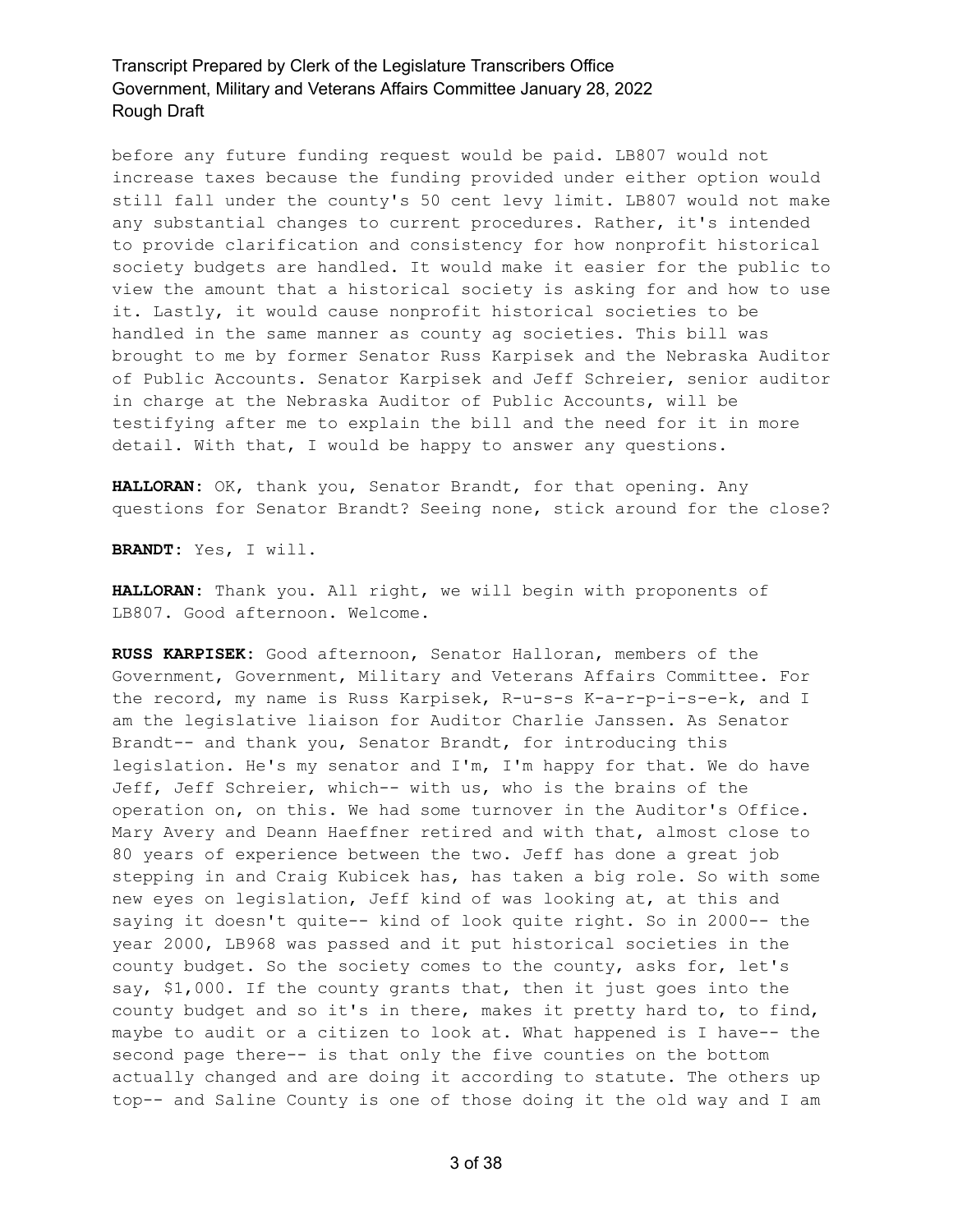before any future funding request would be paid. LB807 would not increase taxes because the funding provided under either option would still fall under the county's 50 cent levy limit. LB807 would not make any substantial changes to current procedures. Rather, it's intended to provide clarification and consistency for how nonprofit historical society budgets are handled. It would make it easier for the public to view the amount that a historical society is asking for and how to use it. Lastly, it would cause nonprofit historical societies to be handled in the same manner as county ag societies. This bill was brought to me by former Senator Russ Karpisek and the Nebraska Auditor of Public Accounts. Senator Karpisek and Jeff Schreier, senior auditor in charge at the Nebraska Auditor of Public Accounts, will be testifying after me to explain the bill and the need for it in more detail. With that, I would be happy to answer any questions.

**HALLORAN:** OK, thank you, Senator Brandt, for that opening. Any questions for Senator Brandt? Seeing none, stick around for the close?

**BRANDT:** Yes, I will.

**HALLORAN:** Thank you. All right, we will begin with proponents of LB807. Good afternoon. Welcome.

**RUSS KARPISEK:** Good afternoon, Senator Halloran, members of the Government, Government, Military and Veterans Affairs Committee. For the record, my name is Russ Karpisek, R-u-s-s K-a-r-p-i-s-e-k, and I am the legislative liaison for Auditor Charlie Janssen. As Senator Brandt-- and thank you, Senator Brandt, for introducing this legislation. He's my senator and I'm, I'm happy for that. We do have Jeff, Jeff Schreier, which-- with us, who is the brains of the operation on, on this. We had some turnover in the Auditor's Office. Mary Avery and Deann Haeffner retired and with that, almost close to 80 years of experience between the two. Jeff has done a great job stepping in and Craig Kubicek has, has taken a big role. So with some new eyes on legislation, Jeff kind of was looking at, at this and saying it doesn't quite-- kind of look quite right. So in 2000-- the year 2000, LB968 was passed and it put historical societies in the county budget. So the society comes to the county, asks for, let's say, $1,000. If the county grants that, then it just goes into the county budget and so it's in there, makes it pretty hard to, to find, maybe to audit or a citizen to look at. What happened is I have-- the second page there-- is that only the five counties on the bottom actually changed and are doing it according to statute. The others up top-- and Saline County is one of those doing it the old way and I am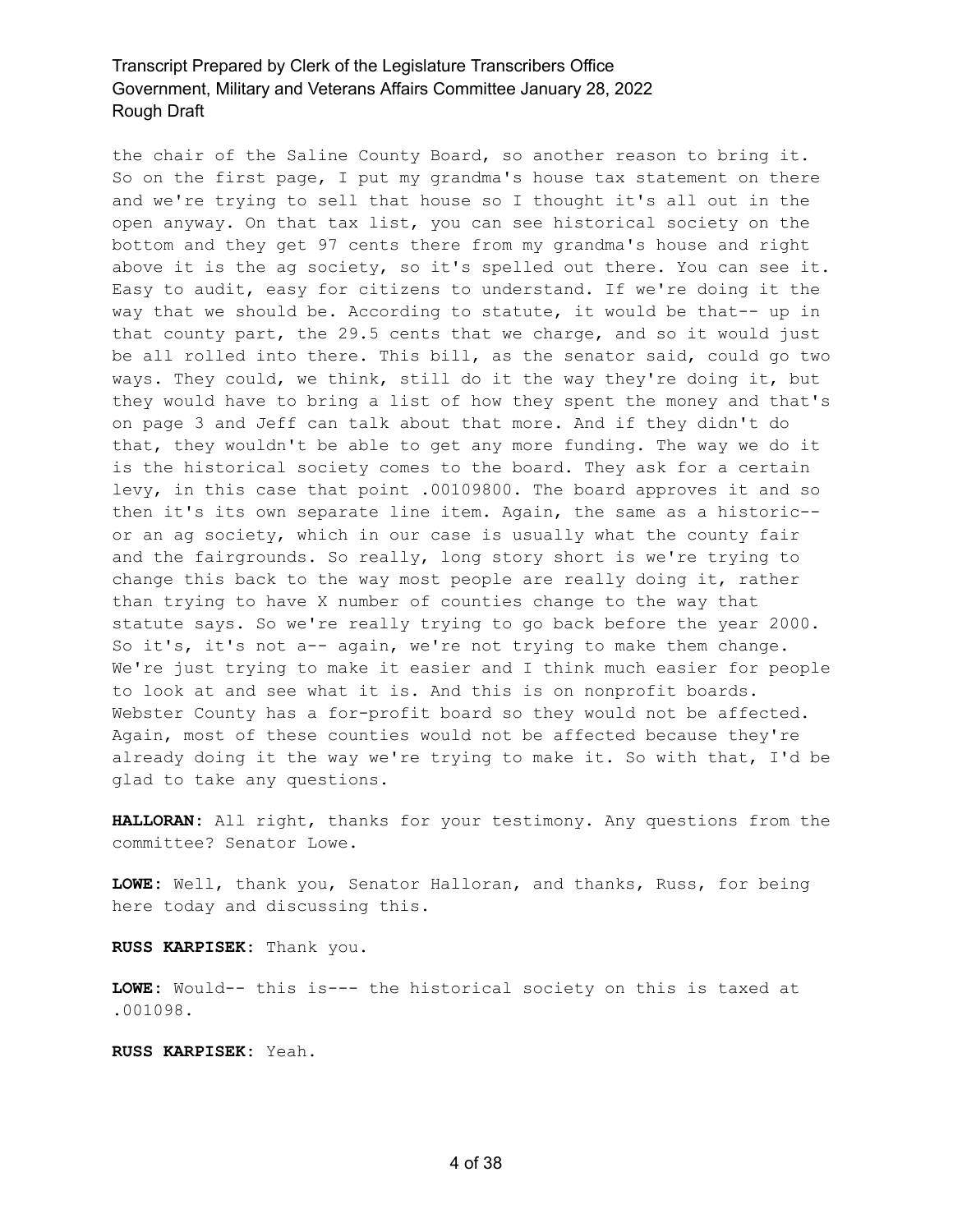the chair of the Saline County Board, so another reason to bring it. So on the first page, I put my grandma's house tax statement on there and we're trying to sell that house so I thought it's all out in the open anyway. On that tax list, you can see historical society on the bottom and they get 97 cents there from my grandma's house and right above it is the ag society, so it's spelled out there. You can see it. Easy to audit, easy for citizens to understand. If we're doing it the way that we should be. According to statute, it would be that-- up in that county part, the 29.5 cents that we charge, and so it would just be all rolled into there. This bill, as the senator said, could go two ways. They could, we think, still do it the way they're doing it, but they would have to bring a list of how they spent the money and that's on page 3 and Jeff can talk about that more. And if they didn't do that, they wouldn't be able to get any more funding. The way we do it is the historical society comes to the board. They ask for a certain levy, in this case that point .00109800. The board approves it and so then it's its own separate line item. Again, the same as a historic-- or an ag society, which in our case is usually what the county fair and the fairgrounds. So really, long story short is we're trying to change this back to the way most people are really doing it, rather than trying to have X number of counties change to the way that statute says. So we're really trying to go back before the year 2000. So it's, it's not a-- again, we're not trying to make them change. We're just trying to make it easier and I think much easier for people to look at and see what it is. And this is on nonprofit boards. Webster County has a for-profit board so they would not be affected. Again, most of these counties would not be affected because they're already doing it the way we're trying to make it. So with that, I'd be glad to take any questions.

**HALLORAN:** All right, thanks for your testimony. Any questions from the committee? Senator Lowe.

**LOWE:** Well, thank you, Senator Halloran, and thanks, Russ, for being here today and discussing this.

**RUSS KARPISEK:** Thank you.

**LOWE:** Would-- this is--- the historical society on this is taxed at .001098.

**RUSS KARPISEK:** Yeah.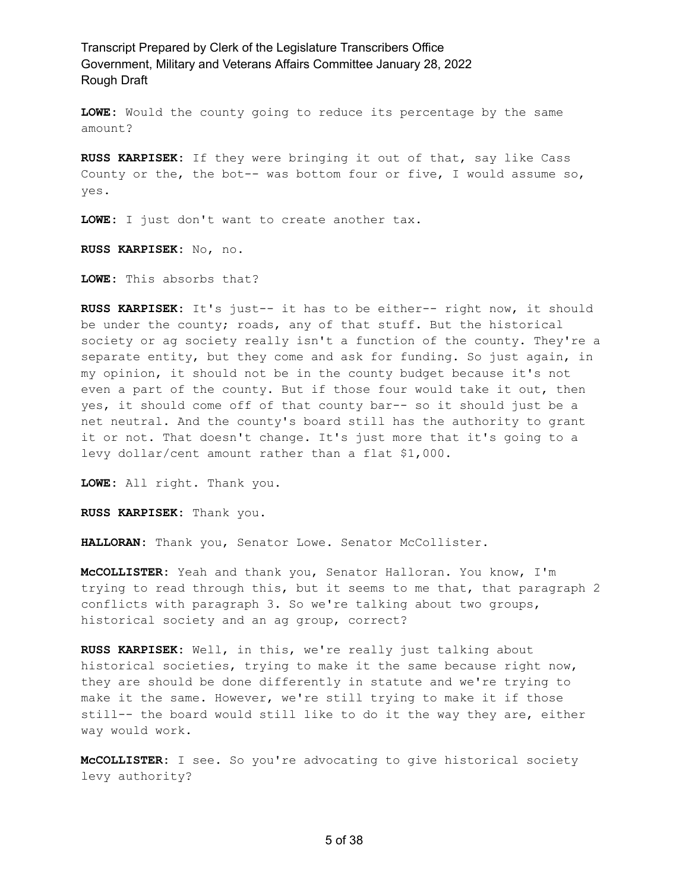**LOWE:** Would the county going to reduce its percentage by the same amount?

**RUSS KARPISEK:** If they were bringing it out of that, say like Cass County or the, the bot-- was bottom four or five, I would assume so, yes.

**LOWE:** I just don't want to create another tax.

**RUSS KARPISEK:** No, no.

**LOWE:** This absorbs that?

**RUSS KARPISEK:** It's just-- it has to be either-- right now, it should be under the county; roads, any of that stuff. But the historical society or ag society really isn't a function of the county. They're a separate entity, but they come and ask for funding. So just again, in my opinion, it should not be in the county budget because it's not even a part of the county. But if those four would take it out, then yes, it should come off of that county bar-- so it should just be a net neutral. And the county's board still has the authority to grant it or not. That doesn't change. It's just more that it's going to a levy dollar/cent amount rather than a flat $1,000.

**LOWE:** All right. Thank you.

**RUSS KARPISEK:** Thank you.

**HALLORAN:** Thank you, Senator Lowe. Senator McCollister.

**McCOLLISTER:** Yeah and thank you, Senator Halloran. You know, I'm trying to read through this, but it seems to me that, that paragraph 2 conflicts with paragraph 3. So we're talking about two groups, historical society and an ag group, correct?

**RUSS KARPISEK:** Well, in this, we're really just talking about historical societies, trying to make it the same because right now, they are should be done differently in statute and we're trying to make it the same. However, we're still trying to make it if those still-- the board would still like to do it the way they are, either way would work.

**McCOLLISTER:** I see. So you're advocating to give historical society levy authority?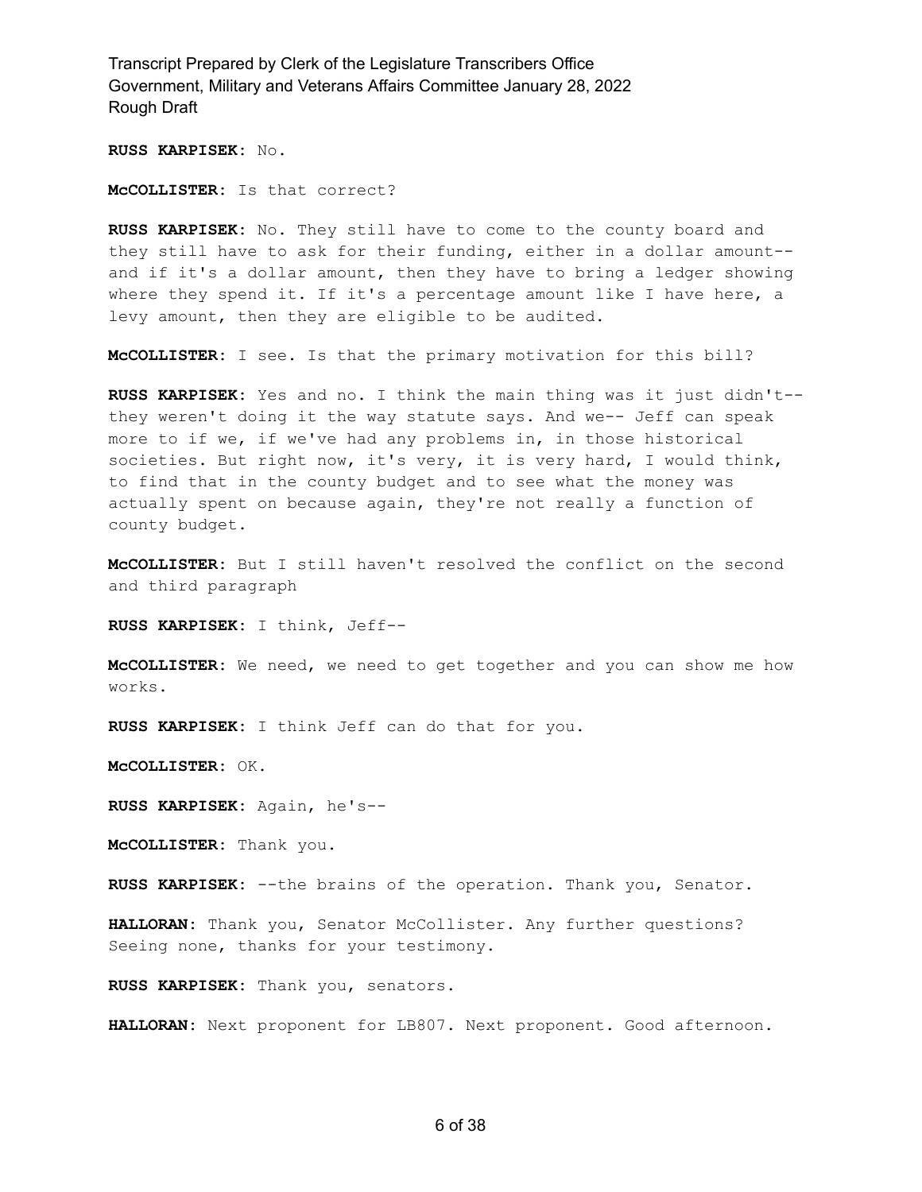**RUSS KARPISEK:** No.

**McCOLLISTER:** Is that correct?

**RUSS KARPISEK:** No. They still have to come to the county board and they still have to ask for their funding, either in a dollar amount-- and if it's a dollar amount, then they have to bring a ledger showing where they spend it. If it's a percentage amount like I have here, a levy amount, then they are eligible to be audited.

**McCOLLISTER:** I see. Is that the primary motivation for this bill?

**RUSS KARPISEK:** Yes and no. I think the main thing was it just didn't-- they weren't doing it the way statute says. And we-- Jeff can speak more to if we, if we've had any problems in, in those historical societies. But right now, it's very, it is very hard, I would think, to find that in the county budget and to see what the money was actually spent on because again, they're not really a function of county budget.

**McCOLLISTER:** But I still haven't resolved the conflict on the second and third paragraph

**RUSS KARPISEK:** I think, Jeff--

**McCOLLISTER:** We need, we need to get together and you can show me how works.

**RUSS KARPISEK:** I think Jeff can do that for you.

**McCOLLISTER:** OK.

**RUSS KARPISEK:** Again, he's--

**McCOLLISTER:** Thank you.

**RUSS KARPISEK:** --the brains of the operation. Thank you, Senator.

**HALLORAN:** Thank you, Senator McCollister. Any further questions? Seeing none, thanks for your testimony.

**RUSS KARPISEK:** Thank you, senators.

**HALLORAN:** Next proponent for LB807. Next proponent. Good afternoon.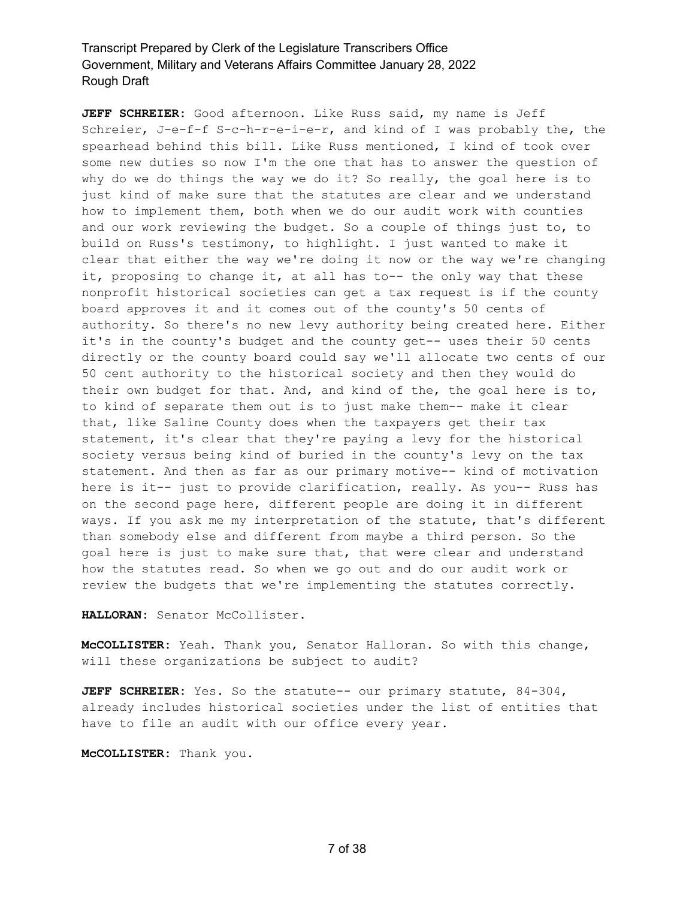**JEFF SCHREIER:** Good afternoon. Like Russ said, my name is Jeff Schreier, J-e-f-f S-c-h-r-e-i-e-r, and kind of I was probably the, the spearhead behind this bill. Like Russ mentioned, I kind of took over some new duties so now I'm the one that has to answer the question of why do we do things the way we do it? So really, the goal here is to just kind of make sure that the statutes are clear and we understand how to implement them, both when we do our audit work with counties and our work reviewing the budget. So a couple of things just to, to build on Russ's testimony, to highlight. I just wanted to make it clear that either the way we're doing it now or the way we're changing it, proposing to change it, at all has to-- the only way that these nonprofit historical societies can get a tax request is if the county board approves it and it comes out of the county's 50 cents of authority. So there's no new levy authority being created here. Either it's in the county's budget and the county get-- uses their 50 cents directly or the county board could say we'll allocate two cents of our 50 cent authority to the historical society and then they would do their own budget for that. And, and kind of the, the goal here is to, to kind of separate them out is to just make them-- make it clear that, like Saline County does when the taxpayers get their tax statement, it's clear that they're paying a levy for the historical society versus being kind of buried in the county's levy on the tax statement. And then as far as our primary motive-- kind of motivation here is it-- just to provide clarification, really. As you-- Russ has on the second page here, different people are doing it in different ways. If you ask me my interpretation of the statute, that's different than somebody else and different from maybe a third person. So the goal here is just to make sure that, that were clear and understand how the statutes read. So when we go out and do our audit work or review the budgets that we're implementing the statutes correctly.

**HALLORAN:** Senator McCollister.

**McCOLLISTER:** Yeah. Thank you, Senator Halloran. So with this change, will these organizations be subject to audit?

**JEFF SCHREIER:** Yes. So the statute-- our primary statute, 84-304, already includes historical societies under the list of entities that have to file an audit with our office every year.

**McCOLLISTER:** Thank you.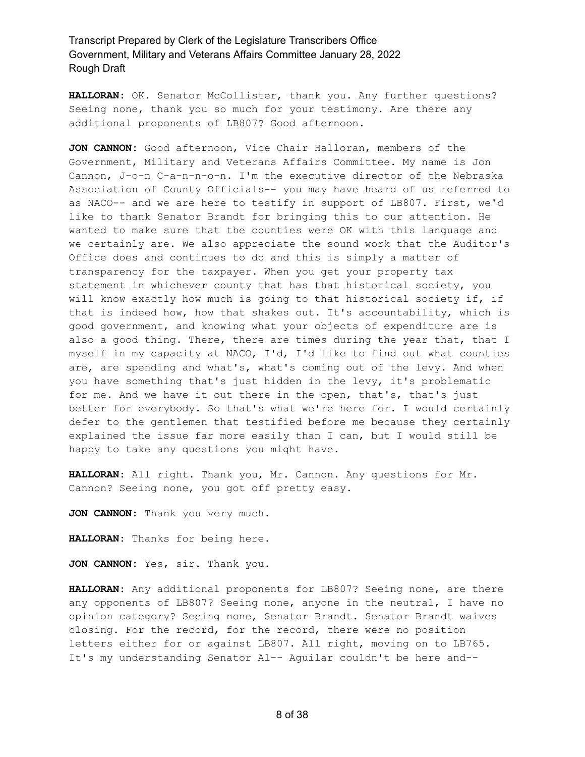**HALLORAN:** OK. Senator McCollister, thank you. Any further questions? Seeing none, thank you so much for your testimony. Are there any additional proponents of LB807? Good afternoon.

**JON CANNON:** Good afternoon, Vice Chair Halloran, members of the Government, Military and Veterans Affairs Committee. My name is Jon Cannon, J-o-n C-a-n-n-o-n. I'm the executive director of the Nebraska Association of County Officials-- you may have heard of us referred to as NACO-- and we are here to testify in support of LB807. First, we'd like to thank Senator Brandt for bringing this to our attention. He wanted to make sure that the counties were OK with this language and we certainly are. We also appreciate the sound work that the Auditor's Office does and continues to do and this is simply a matter of transparency for the taxpayer. When you get your property tax statement in whichever county that has that historical society, you will know exactly how much is going to that historical society if, if that is indeed how, how that shakes out. It's accountability, which is good government, and knowing what your objects of expenditure are is also a good thing. There, there are times during the year that, that I myself in my capacity at NACO, I'd, I'd like to find out what counties are, are spending and what's, what's coming out of the levy. And when you have something that's just hidden in the levy, it's problematic for me. And we have it out there in the open, that's, that's just better for everybody. So that's what we're here for. I would certainly defer to the gentlemen that testified before me because they certainly explained the issue far more easily than I can, but I would still be happy to take any questions you might have.

**HALLORAN:** All right. Thank you, Mr. Cannon. Any questions for Mr. Cannon? Seeing none, you got off pretty easy.

**JON CANNON:** Thank you very much.

**HALLORAN:** Thanks for being here.

**JON CANNON:** Yes, sir. Thank you.

**HALLORAN:** Any additional proponents for LB807? Seeing none, are there any opponents of LB807? Seeing none, anyone in the neutral, I have no opinion category? Seeing none, Senator Brandt. Senator Brandt waives closing. For the record, for the record, there were no position letters either for or against LB807. All right, moving on to LB765. It's my understanding Senator Al-- Aguilar couldn't be here and--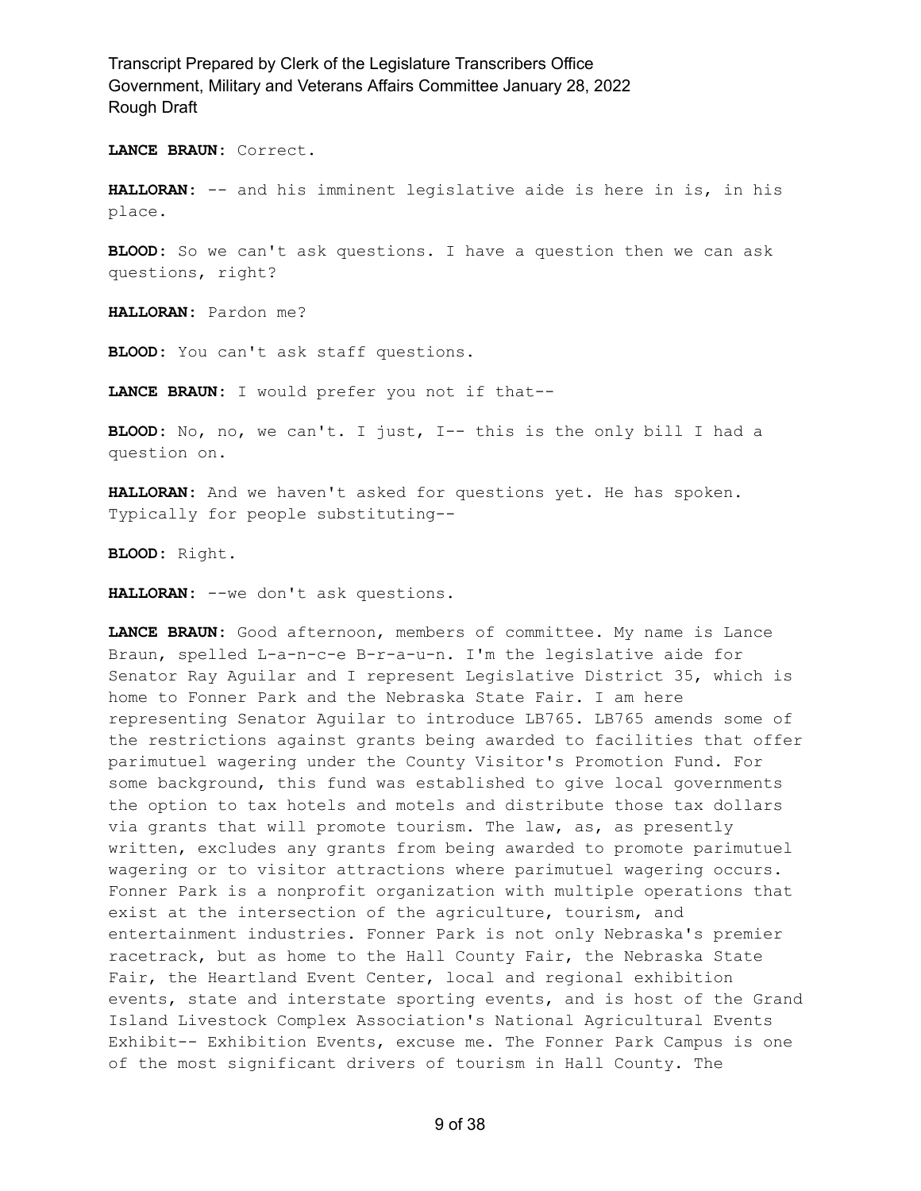**LANCE BRAUN:** Correct.

**HALLORAN:** -- and his imminent legislative aide is here in is, in his place.

**BLOOD:** So we can't ask questions. I have a question then we can ask questions, right?

**HALLORAN:** Pardon me?

**BLOOD:** You can't ask staff questions.

**LANCE BRAUN:** I would prefer you not if that--

**BLOOD:** No, no, we can't. I just, I-- this is the only bill I had a question on.

**HALLORAN:** And we haven't asked for questions yet. He has spoken. Typically for people substituting--

**BLOOD:** Right.

**HALLORAN:** --we don't ask questions.

**LANCE BRAUN:** Good afternoon, members of committee. My name is Lance Braun, spelled L-a-n-c-e B-r-a-u-n. I'm the legislative aide for Senator Ray Aguilar and I represent Legislative District 35, which is home to Fonner Park and the Nebraska State Fair. I am here representing Senator Aguilar to introduce LB765. LB765 amends some of the restrictions against grants being awarded to facilities that offer parimutuel wagering under the County Visitor's Promotion Fund. For some background, this fund was established to give local governments the option to tax hotels and motels and distribute those tax dollars via grants that will promote tourism. The law, as, as presently written, excludes any grants from being awarded to promote parimutuel wagering or to visitor attractions where parimutuel wagering occurs. Fonner Park is a nonprofit organization with multiple operations that exist at the intersection of the agriculture, tourism, and entertainment industries. Fonner Park is not only Nebraska's premier racetrack, but as home to the Hall County Fair, the Nebraska State Fair, the Heartland Event Center, local and regional exhibition events, state and interstate sporting events, and is host of the Grand Island Livestock Complex Association's National Agricultural Events Exhibit-- Exhibition Events, excuse me. The Fonner Park Campus is one of the most significant drivers of tourism in Hall County. The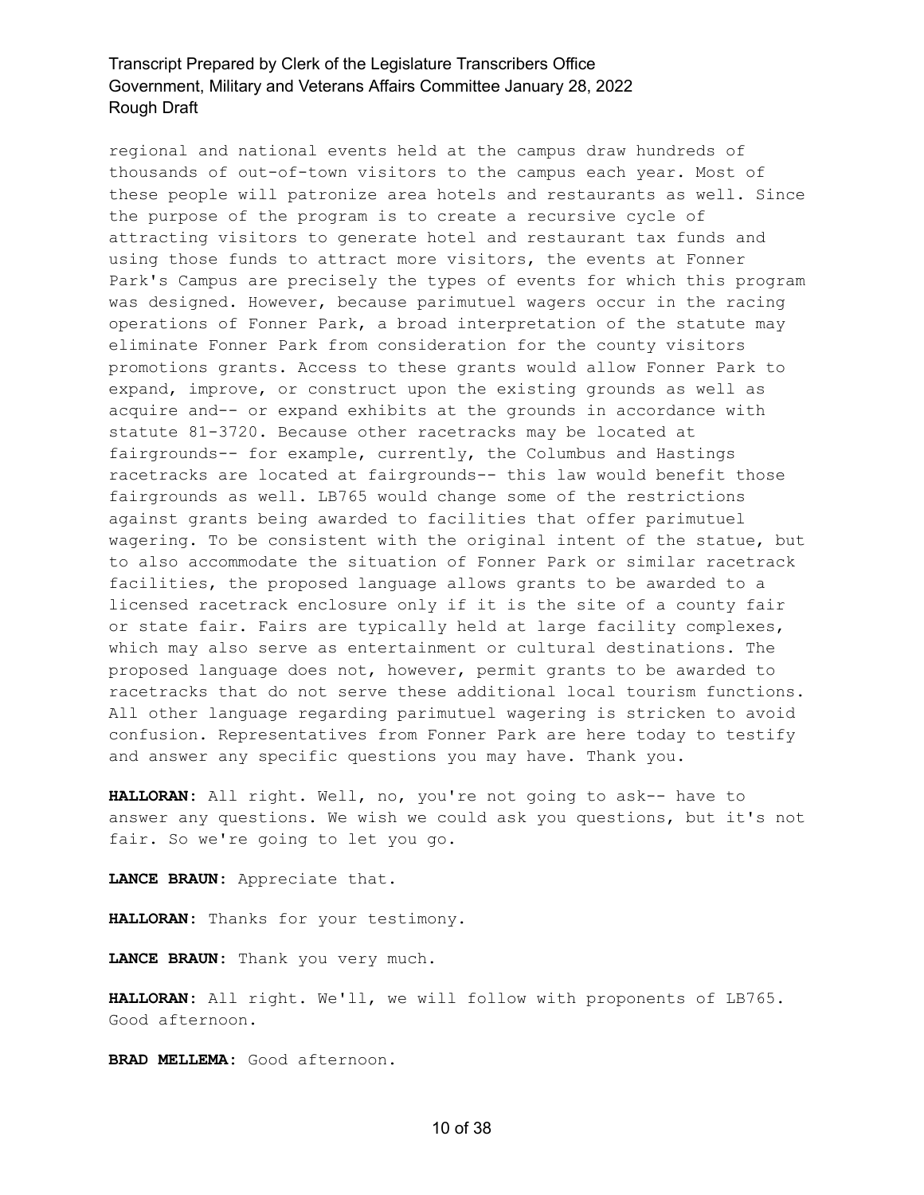regional and national events held at the campus draw hundreds of thousands of out-of-town visitors to the campus each year. Most of these people will patronize area hotels and restaurants as well. Since the purpose of the program is to create a recursive cycle of attracting visitors to generate hotel and restaurant tax funds and using those funds to attract more visitors, the events at Fonner Park's Campus are precisely the types of events for which this program was designed. However, because parimutuel wagers occur in the racing operations of Fonner Park, a broad interpretation of the statute may eliminate Fonner Park from consideration for the county visitors promotions grants. Access to these grants would allow Fonner Park to expand, improve, or construct upon the existing grounds as well as acquire and-- or expand exhibits at the grounds in accordance with statute 81-3720. Because other racetracks may be located at fairgrounds-- for example, currently, the Columbus and Hastings racetracks are located at fairgrounds-- this law would benefit those fairgrounds as well. LB765 would change some of the restrictions against grants being awarded to facilities that offer parimutuel wagering. To be consistent with the original intent of the statue, but to also accommodate the situation of Fonner Park or similar racetrack facilities, the proposed language allows grants to be awarded to a licensed racetrack enclosure only if it is the site of a county fair or state fair. Fairs are typically held at large facility complexes, which may also serve as entertainment or cultural destinations. The proposed language does not, however, permit grants to be awarded to racetracks that do not serve these additional local tourism functions. All other language regarding parimutuel wagering is stricken to avoid confusion. Representatives from Fonner Park are here today to testify and answer any specific questions you may have. Thank you.

**HALLORAN:** All right. Well, no, you're not going to ask-- have to answer any questions. We wish we could ask you questions, but it's not fair. So we're going to let you go.

**LANCE BRAUN:** Appreciate that.

**HALLORAN:** Thanks for your testimony.

**LANCE BRAUN:** Thank you very much.

**HALLORAN:** All right. We'll, we will follow with proponents of LB765. Good afternoon.

**BRAD MELLEMA:** Good afternoon.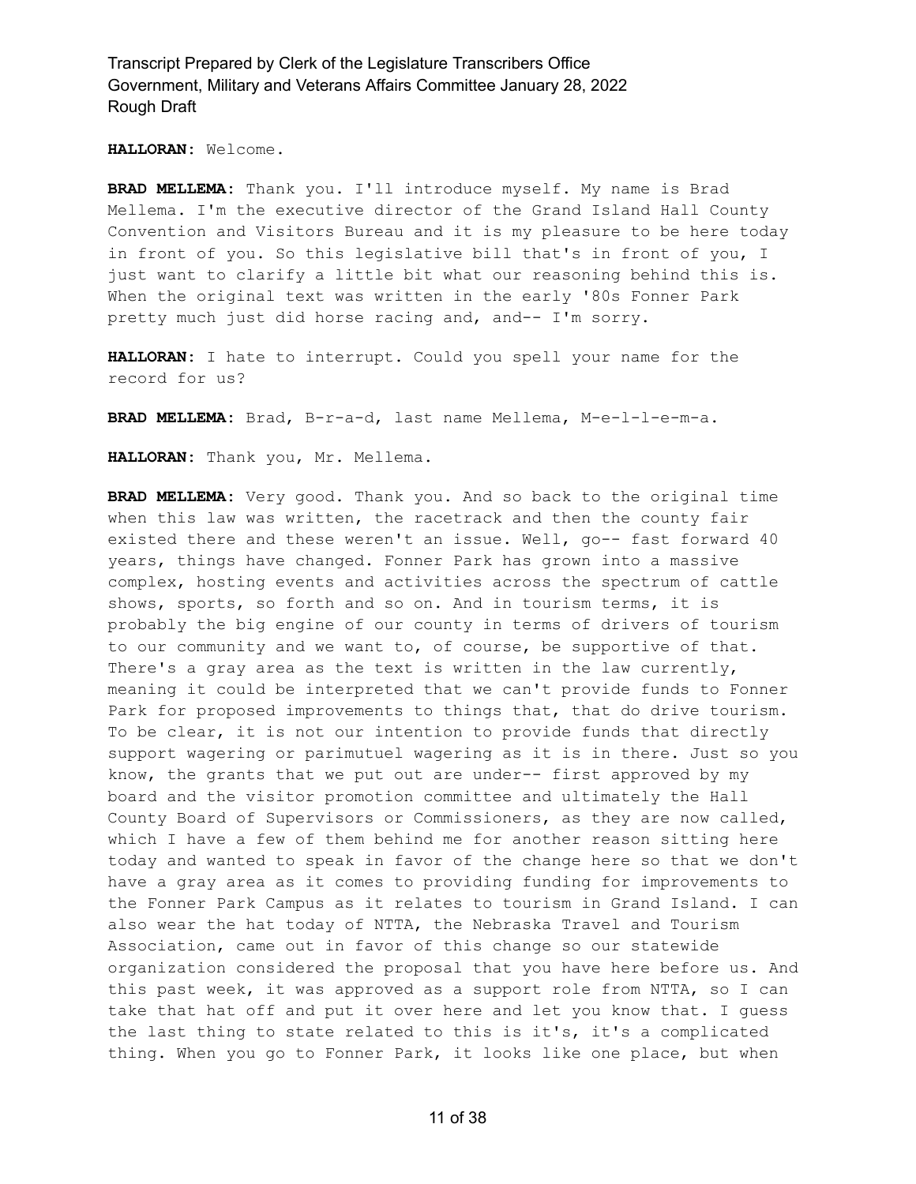**HALLORAN:** Welcome.

**BRAD MELLEMA:** Thank you. I'll introduce myself. My name is Brad Mellema. I'm the executive director of the Grand Island Hall County Convention and Visitors Bureau and it is my pleasure to be here today in front of you. So this legislative bill that's in front of you, I just want to clarify a little bit what our reasoning behind this is. When the original text was written in the early '80s Fonner Park pretty much just did horse racing and, and-- I'm sorry.

**HALLORAN:** I hate to interrupt. Could you spell your name for the record for us?

**BRAD MELLEMA:** Brad, B-r-a-d, last name Mellema, M-e-l-l-e-m-a.

**HALLORAN:** Thank you, Mr. Mellema.

**BRAD MELLEMA:** Very good. Thank you. And so back to the original time when this law was written, the racetrack and then the county fair existed there and these weren't an issue. Well, go-- fast forward 40 years, things have changed. Fonner Park has grown into a massive complex, hosting events and activities across the spectrum of cattle shows, sports, so forth and so on. And in tourism terms, it is probably the big engine of our county in terms of drivers of tourism to our community and we want to, of course, be supportive of that. There's a gray area as the text is written in the law currently, meaning it could be interpreted that we can't provide funds to Fonner Park for proposed improvements to things that, that do drive tourism. To be clear, it is not our intention to provide funds that directly support wagering or parimutuel wagering as it is in there. Just so you know, the grants that we put out are under-- first approved by my board and the visitor promotion committee and ultimately the Hall County Board of Supervisors or Commissioners, as they are now called, which I have a few of them behind me for another reason sitting here today and wanted to speak in favor of the change here so that we don't have a gray area as it comes to providing funding for improvements to the Fonner Park Campus as it relates to tourism in Grand Island. I can also wear the hat today of NTTA, the Nebraska Travel and Tourism Association, came out in favor of this change so our statewide organization considered the proposal that you have here before us. And this past week, it was approved as a support role from NTTA, so I can take that hat off and put it over here and let you know that. I guess the last thing to state related to this is it's, it's a complicated thing. When you go to Fonner Park, it looks like one place, but when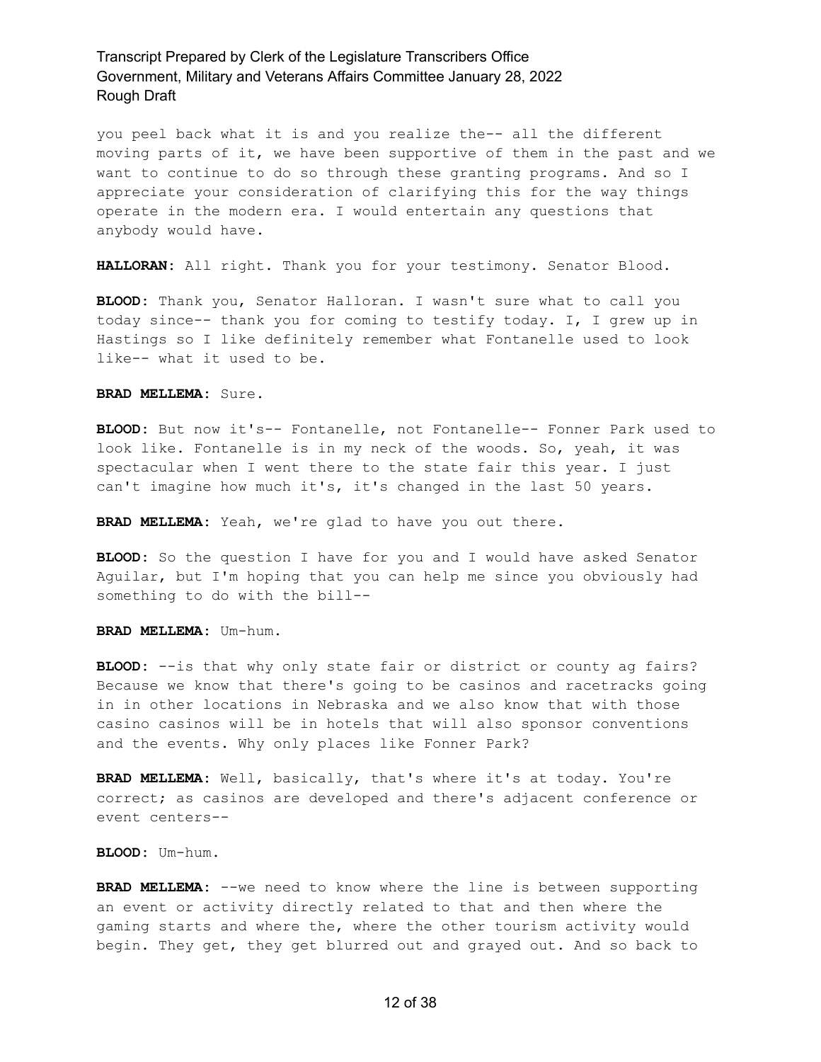you peel back what it is and you realize the-- all the different moving parts of it, we have been supportive of them in the past and we want to continue to do so through these granting programs. And so I appreciate your consideration of clarifying this for the way things operate in the modern era. I would entertain any questions that anybody would have.

**HALLORAN:** All right. Thank you for your testimony. Senator Blood.

**BLOOD:** Thank you, Senator Halloran. I wasn't sure what to call you today since-- thank you for coming to testify today. I, I grew up in Hastings so I like definitely remember what Fontanelle used to look like-- what it used to be.

**BRAD MELLEMA:** Sure.

**BLOOD:** But now it's-- Fontanelle, not Fontanelle-- Fonner Park used to look like. Fontanelle is in my neck of the woods. So, yeah, it was spectacular when I went there to the state fair this year. I just can't imagine how much it's, it's changed in the last 50 years.

**BRAD MELLEMA:** Yeah, we're glad to have you out there.

**BLOOD:** So the question I have for you and I would have asked Senator Aguilar, but I'm hoping that you can help me since you obviously had something to do with the bill--

**BRAD MELLEMA:** Um-hum.

**BLOOD:** --is that why only state fair or district or county ag fairs? Because we know that there's going to be casinos and racetracks going in in other locations in Nebraska and we also know that with those casino casinos will be in hotels that will also sponsor conventions and the events. Why only places like Fonner Park?

**BRAD MELLEMA:** Well, basically, that's where it's at today. You're correct; as casinos are developed and there's adjacent conference or event centers--

**BLOOD:** Um-hum.

**BRAD MELLEMA:** --we need to know where the line is between supporting an event or activity directly related to that and then where the gaming starts and where the, where the other tourism activity would begin. They get, they get blurred out and grayed out. And so back to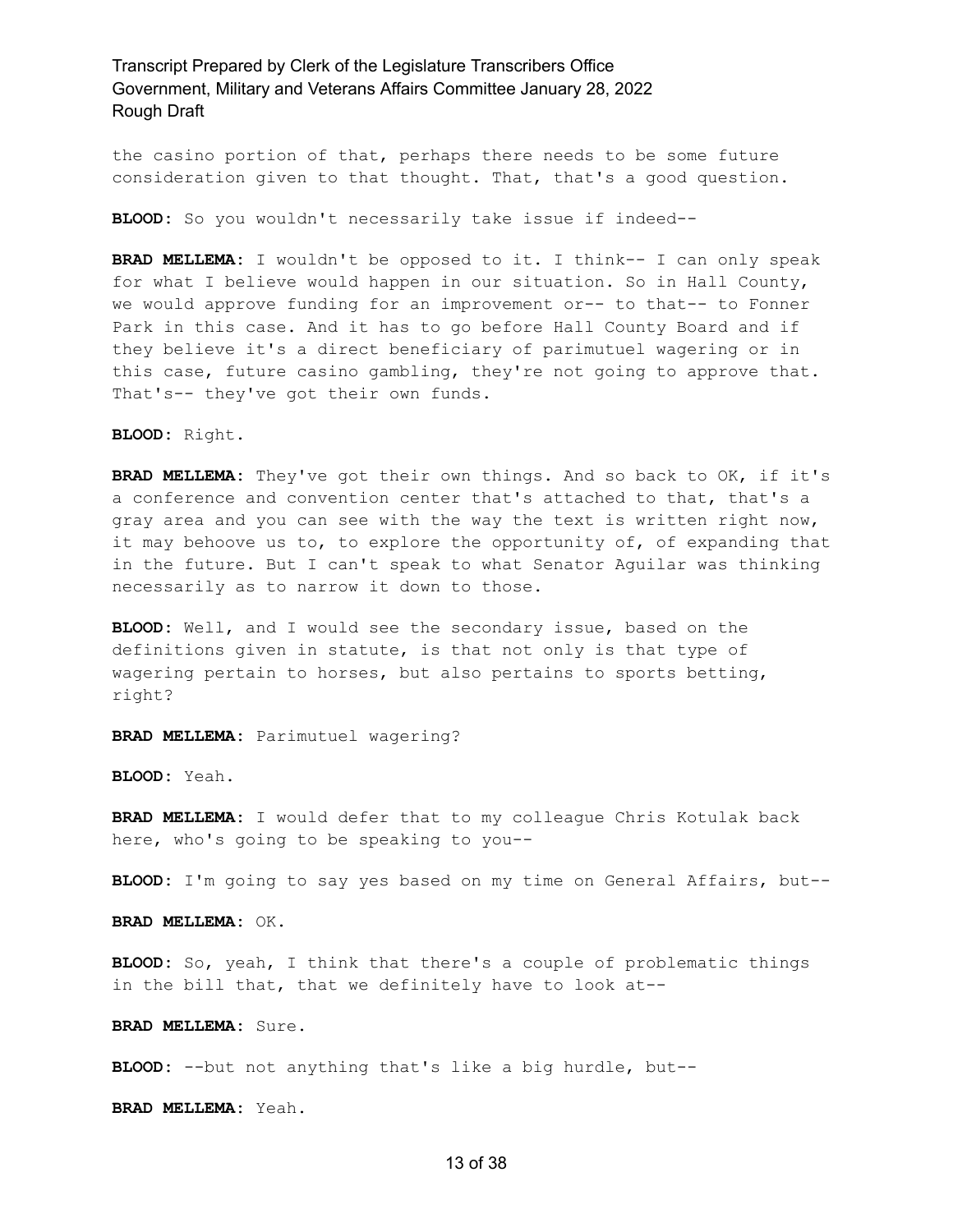the casino portion of that, perhaps there needs to be some future consideration given to that thought. That, that's a good question.

**BLOOD:** So you wouldn't necessarily take issue if indeed--

**BRAD MELLEMA:** I wouldn't be opposed to it. I think-- I can only speak for what I believe would happen in our situation. So in Hall County, we would approve funding for an improvement or-- to that-- to Fonner Park in this case. And it has to go before Hall County Board and if they believe it's a direct beneficiary of parimutuel wagering or in this case, future casino gambling, they're not going to approve that. That's-- they've got their own funds.

**BLOOD:** Right.

**BRAD MELLEMA:** They've got their own things. And so back to OK, if it's a conference and convention center that's attached to that, that's a gray area and you can see with the way the text is written right now, it may behoove us to, to explore the opportunity of, of expanding that in the future. But I can't speak to what Senator Aguilar was thinking necessarily as to narrow it down to those.

**BLOOD:** Well, and I would see the secondary issue, based on the definitions given in statute, is that not only is that type of wagering pertain to horses, but also pertains to sports betting, right?

**BRAD MELLEMA:** Parimutuel wagering?

**BLOOD:** Yeah.

**BRAD MELLEMA:** I would defer that to my colleague Chris Kotulak back here, who's going to be speaking to you--

**BLOOD:** I'm going to say yes based on my time on General Affairs, but--

**BRAD MELLEMA:** OK.

**BLOOD:** So, yeah, I think that there's a couple of problematic things in the bill that, that we definitely have to look at--

**BRAD MELLEMA:** Sure.

**BLOOD:** --but not anything that's like a big hurdle, but--

**BRAD MELLEMA:** Yeah.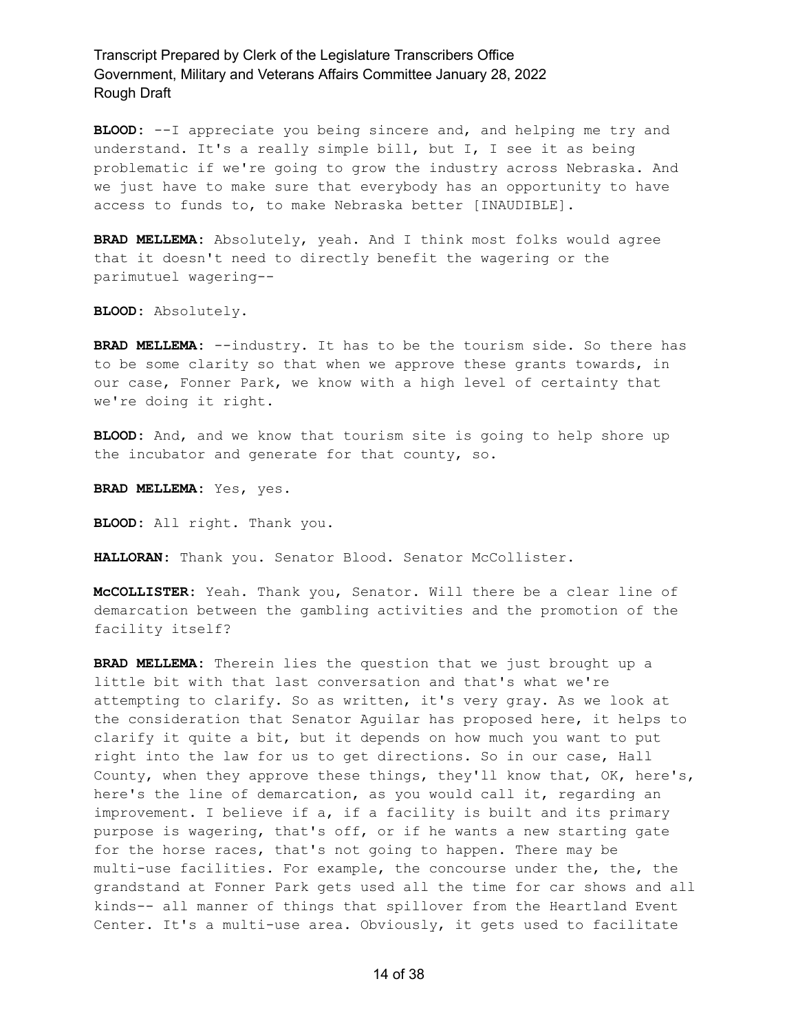**BLOOD:** --I appreciate you being sincere and, and helping me try and understand. It's a really simple bill, but I, I see it as being problematic if we're going to grow the industry across Nebraska. And we just have to make sure that everybody has an opportunity to have access to funds to, to make Nebraska better [INAUDIBLE].

**BRAD MELLEMA:** Absolutely, yeah. And I think most folks would agree that it doesn't need to directly benefit the wagering or the parimutuel wagering--

**BLOOD:** Absolutely.

**BRAD MELLEMA:** --industry. It has to be the tourism side. So there has to be some clarity so that when we approve these grants towards, in our case, Fonner Park, we know with a high level of certainty that we're doing it right.

**BLOOD:** And, and we know that tourism site is going to help shore up the incubator and generate for that county, so.

**BRAD MELLEMA:** Yes, yes.

**BLOOD:** All right. Thank you.

**HALLORAN:** Thank you. Senator Blood. Senator McCollister.

**McCOLLISTER:** Yeah. Thank you, Senator. Will there be a clear line of demarcation between the gambling activities and the promotion of the facility itself?

**BRAD MELLEMA:** Therein lies the question that we just brought up a little bit with that last conversation and that's what we're attempting to clarify. So as written, it's very gray. As we look at the consideration that Senator Aguilar has proposed here, it helps to clarify it quite a bit, but it depends on how much you want to put right into the law for us to get directions. So in our case, Hall County, when they approve these things, they'll know that, OK, here's, here's the line of demarcation, as you would call it, regarding an improvement. I believe if a, if a facility is built and its primary purpose is wagering, that's off, or if he wants a new starting gate for the horse races, that's not going to happen. There may be multi-use facilities. For example, the concourse under the, the, the grandstand at Fonner Park gets used all the time for car shows and all kinds-- all manner of things that spillover from the Heartland Event Center. It's a multi-use area. Obviously, it gets used to facilitate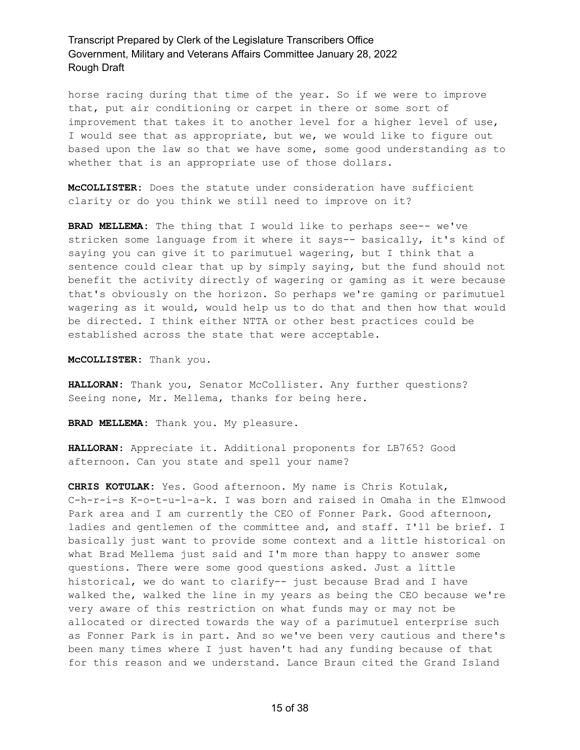horse racing during that time of the year. So if we were to improve that, put air conditioning or carpet in there or some sort of improvement that takes it to another level for a higher level of use, I would see that as appropriate, but we, we would like to figure out based upon the law so that we have some, some good understanding as to whether that is an appropriate use of those dollars.

**McCOLLISTER:** Does the statute under consideration have sufficient clarity or do you think we still need to improve on it?

**BRAD MELLEMA:** The thing that I would like to perhaps see-- we've stricken some language from it where it says-- basically, it's kind of saying you can give it to parimutuel wagering, but I think that a sentence could clear that up by simply saying, but the fund should not benefit the activity directly of wagering or gaming as it were because that's obviously on the horizon. So perhaps we're gaming or parimutuel wagering as it would, would help us to do that and then how that would be directed. I think either NTTA or other best practices could be established across the state that were acceptable.

**McCOLLISTER:** Thank you.

**HALLORAN:** Thank you, Senator McCollister. Any further questions? Seeing none, Mr. Mellema, thanks for being here.

**BRAD MELLEMA:** Thank you. My pleasure.

**HALLORAN:** Appreciate it. Additional proponents for LB765? Good afternoon. Can you state and spell your name?

**CHRIS KOTULAK:** Yes. Good afternoon. My name is Chris Kotulak, C-h-r-i-s K-o-t-u-l-a-k. I was born and raised in Omaha in the Elmwood Park area and I am currently the CEO of Fonner Park. Good afternoon, ladies and gentlemen of the committee and, and staff. I'll be brief. I basically just want to provide some context and a little historical on what Brad Mellema just said and I'm more than happy to answer some questions. There were some good questions asked. Just a little historical, we do want to clarify-- just because Brad and I have walked the, walked the line in my years as being the CEO because we're very aware of this restriction on what funds may or may not be allocated or directed towards the way of a parimutuel enterprise such as Fonner Park is in part. And so we've been very cautious and there's been many times where I just haven't had any funding because of that for this reason and we understand. Lance Braun cited the Grand Island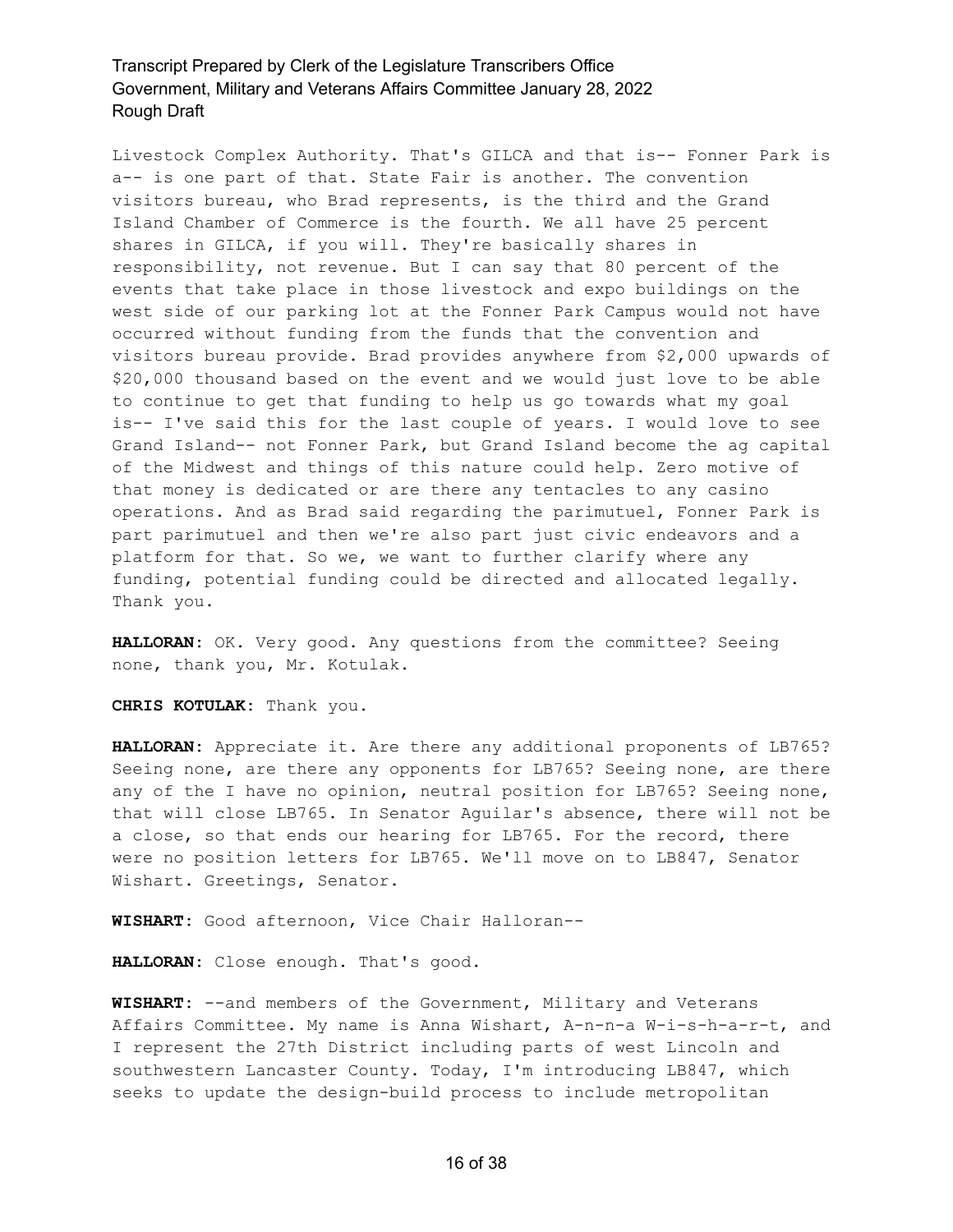Livestock Complex Authority. That's GILCA and that is-- Fonner Park is a-- is one part of that. State Fair is another. The convention visitors bureau, who Brad represents, is the third and the Grand Island Chamber of Commerce is the fourth. We all have 25 percent shares in GILCA, if you will. They're basically shares in responsibility, not revenue. But I can say that 80 percent of the events that take place in those livestock and expo buildings on the west side of our parking lot at the Fonner Park Campus would not have occurred without funding from the funds that the convention and visitors bureau provide. Brad provides anywhere from $2,000 upwards of $20,000 thousand based on the event and we would just love to be able to continue to get that funding to help us go towards what my goal is-- I've said this for the last couple of years. I would love to see Grand Island-- not Fonner Park, but Grand Island become the ag capital of the Midwest and things of this nature could help. Zero motive of that money is dedicated or are there any tentacles to any casino operations. And as Brad said regarding the parimutuel, Fonner Park is part parimutuel and then we're also part just civic endeavors and a platform for that. So we, we want to further clarify where any funding, potential funding could be directed and allocated legally. Thank you.

**HALLORAN:** OK. Very good. Any questions from the committee? Seeing none, thank you, Mr. Kotulak.

**CHRIS KOTULAK:** Thank you.

**HALLORAN:** Appreciate it. Are there any additional proponents of LB765? Seeing none, are there any opponents for LB765? Seeing none, are there any of the I have no opinion, neutral position for LB765? Seeing none, that will close LB765. In Senator Aguilar's absence, there will not be a close, so that ends our hearing for LB765. For the record, there were no position letters for LB765. We'll move on to LB847, Senator Wishart. Greetings, Senator.

**WISHART:** Good afternoon, Vice Chair Halloran--

**HALLORAN:** Close enough. That's good.

**WISHART:** --and members of the Government, Military and Veterans Affairs Committee. My name is Anna Wishart, A-n-n-a W-i-s-h-a-r-t, and I represent the 27th District including parts of west Lincoln and southwestern Lancaster County. Today, I'm introducing LB847, which seeks to update the design-build process to include metropolitan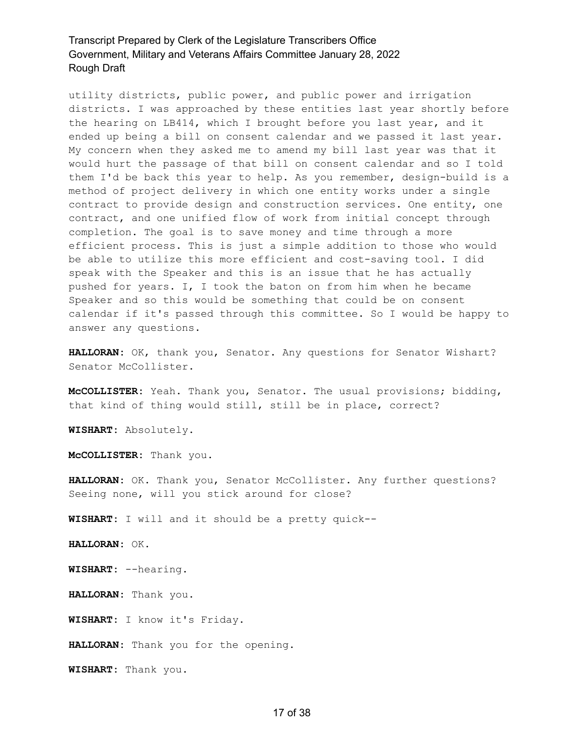utility districts, public power, and public power and irrigation districts. I was approached by these entities last year shortly before the hearing on LB414, which I brought before you last year, and it ended up being a bill on consent calendar and we passed it last year. My concern when they asked me to amend my bill last year was that it would hurt the passage of that bill on consent calendar and so I told them I'd be back this year to help. As you remember, design-build is a method of project delivery in which one entity works under a single contract to provide design and construction services. One entity, one contract, and one unified flow of work from initial concept through completion. The goal is to save money and time through a more efficient process. This is just a simple addition to those who would be able to utilize this more efficient and cost-saving tool. I did speak with the Speaker and this is an issue that he has actually pushed for years. I, I took the baton on from him when he became Speaker and so this would be something that could be on consent calendar if it's passed through this committee. So I would be happy to answer any questions.

**HALLORAN:** OK, thank you, Senator. Any questions for Senator Wishart? Senator McCollister.

**McCOLLISTER:** Yeah. Thank you, Senator. The usual provisions; bidding, that kind of thing would still, still be in place, correct?

**WISHART:** Absolutely.

**McCOLLISTER:** Thank you.

**HALLORAN:** OK. Thank you, Senator McCollister. Any further questions? Seeing none, will you stick around for close?

**WISHART:** I will and it should be a pretty quick--

**HALLORAN:** OK.

**WISHART:** --hearing.

**HALLORAN:** Thank you.

**WISHART:** I know it's Friday.

**HALLORAN:** Thank you for the opening.

**WISHART:** Thank you.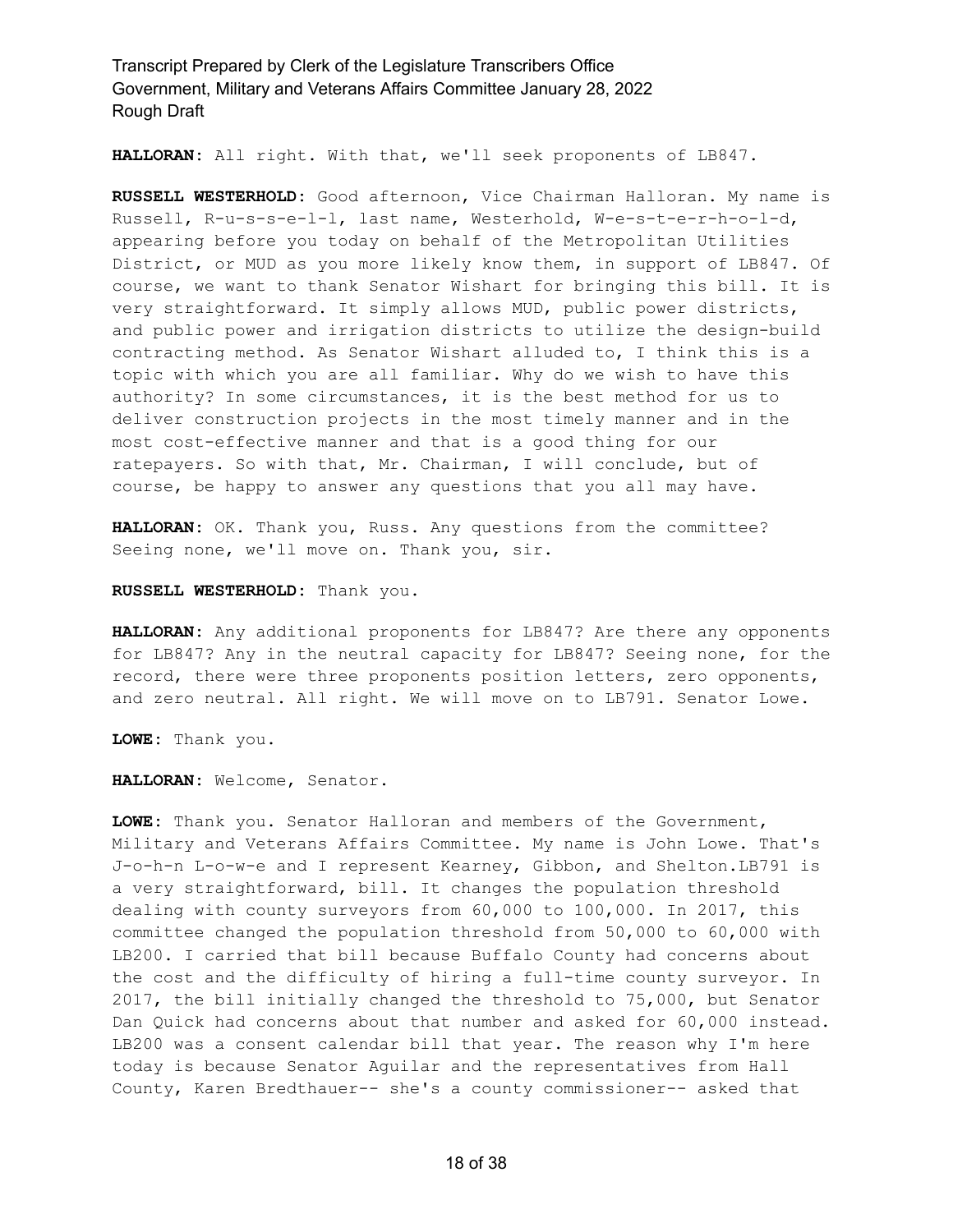**HALLORAN:** All right. With that, we'll seek proponents of LB847.

**RUSSELL WESTERHOLD:** Good afternoon, Vice Chairman Halloran. My name is Russell, R-u-s-s-e-l-l, last name, Westerhold, W-e-s-t-e-r-h-o-l-d, appearing before you today on behalf of the Metropolitan Utilities District, or MUD as you more likely know them, in support of LB847. Of course, we want to thank Senator Wishart for bringing this bill. It is very straightforward. It simply allows MUD, public power districts, and public power and irrigation districts to utilize the design-build contracting method. As Senator Wishart alluded to, I think this is a topic with which you are all familiar. Why do we wish to have this authority? In some circumstances, it is the best method for us to deliver construction projects in the most timely manner and in the most cost-effective manner and that is a good thing for our ratepayers. So with that, Mr. Chairman, I will conclude, but of course, be happy to answer any questions that you all may have.

**HALLORAN:** OK. Thank you, Russ. Any questions from the committee? Seeing none, we'll move on. Thank you, sir.

**RUSSELL WESTERHOLD:** Thank you.

**HALLORAN:** Any additional proponents for LB847? Are there any opponents for LB847? Any in the neutral capacity for LB847? Seeing none, for the record, there were three proponents position letters, zero opponents, and zero neutral. All right. We will move on to LB791. Senator Lowe.

**LOWE:** Thank you.

**HALLORAN:** Welcome, Senator.

**LOWE:** Thank you. Senator Halloran and members of the Government, Military and Veterans Affairs Committee. My name is John Lowe. That's J-o-h-n L-o-w-e and I represent Kearney, Gibbon, and Shelton.LB791 is a very straightforward, bill. It changes the population threshold dealing with county surveyors from 60,000 to 100,000. In 2017, this committee changed the population threshold from 50,000 to 60,000 with LB200. I carried that bill because Buffalo County had concerns about the cost and the difficulty of hiring a full-time county surveyor. In 2017, the bill initially changed the threshold to 75,000, but Senator Dan Quick had concerns about that number and asked for 60,000 instead. LB200 was a consent calendar bill that year. The reason why I'm here today is because Senator Aguilar and the representatives from Hall County, Karen Bredthauer-- she's a county commissioner-- asked that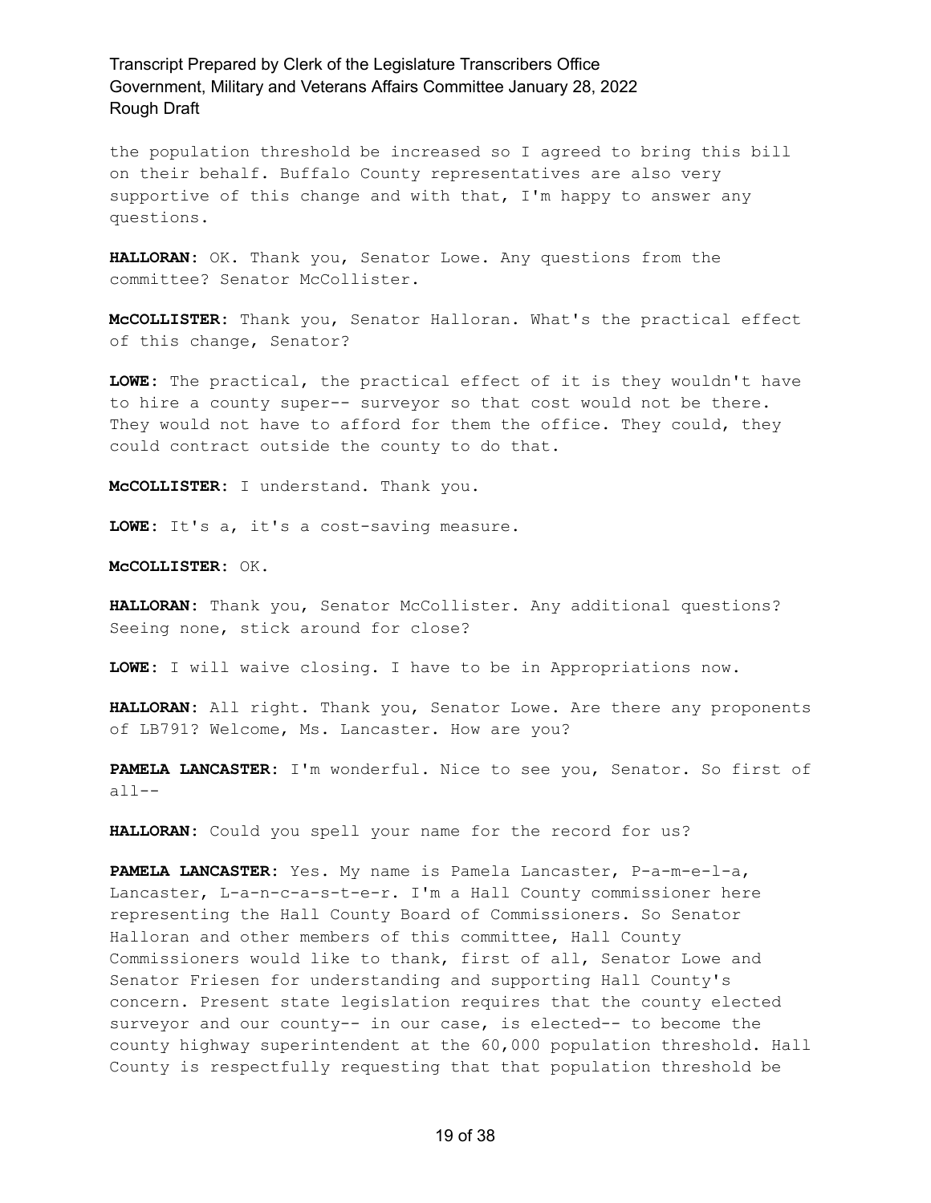the population threshold be increased so I agreed to bring this bill on their behalf. Buffalo County representatives are also very supportive of this change and with that, I'm happy to answer any questions.

**HALLORAN:** OK. Thank you, Senator Lowe. Any questions from the committee? Senator McCollister.

**McCOLLISTER:** Thank you, Senator Halloran. What's the practical effect of this change, Senator?

**LOWE:** The practical, the practical effect of it is they wouldn't have to hire a county super-- surveyor so that cost would not be there. They would not have to afford for them the office. They could, they could contract outside the county to do that.

**McCOLLISTER:** I understand. Thank you.

**LOWE:** It's a, it's a cost-saving measure.

**McCOLLISTER:** OK.

**HALLORAN:** Thank you, Senator McCollister. Any additional questions? Seeing none, stick around for close?

**LOWE:** I will waive closing. I have to be in Appropriations now.

**HALLORAN:** All right. Thank you, Senator Lowe. Are there any proponents of LB791? Welcome, Ms. Lancaster. How are you?

**PAMELA LANCASTER:** I'm wonderful. Nice to see you, Senator. So first of all--

**HALLORAN:** Could you spell your name for the record for us?

**PAMELA LANCASTER:** Yes. My name is Pamela Lancaster, P-a-m-e-l-a, Lancaster, L-a-n-c-a-s-t-e-r. I'm a Hall County commissioner here representing the Hall County Board of Commissioners. So Senator Halloran and other members of this committee, Hall County Commissioners would like to thank, first of all, Senator Lowe and Senator Friesen for understanding and supporting Hall County's concern. Present state legislation requires that the county elected surveyor and our county-- in our case, is elected-- to become the county highway superintendent at the 60,000 population threshold. Hall County is respectfully requesting that that population threshold be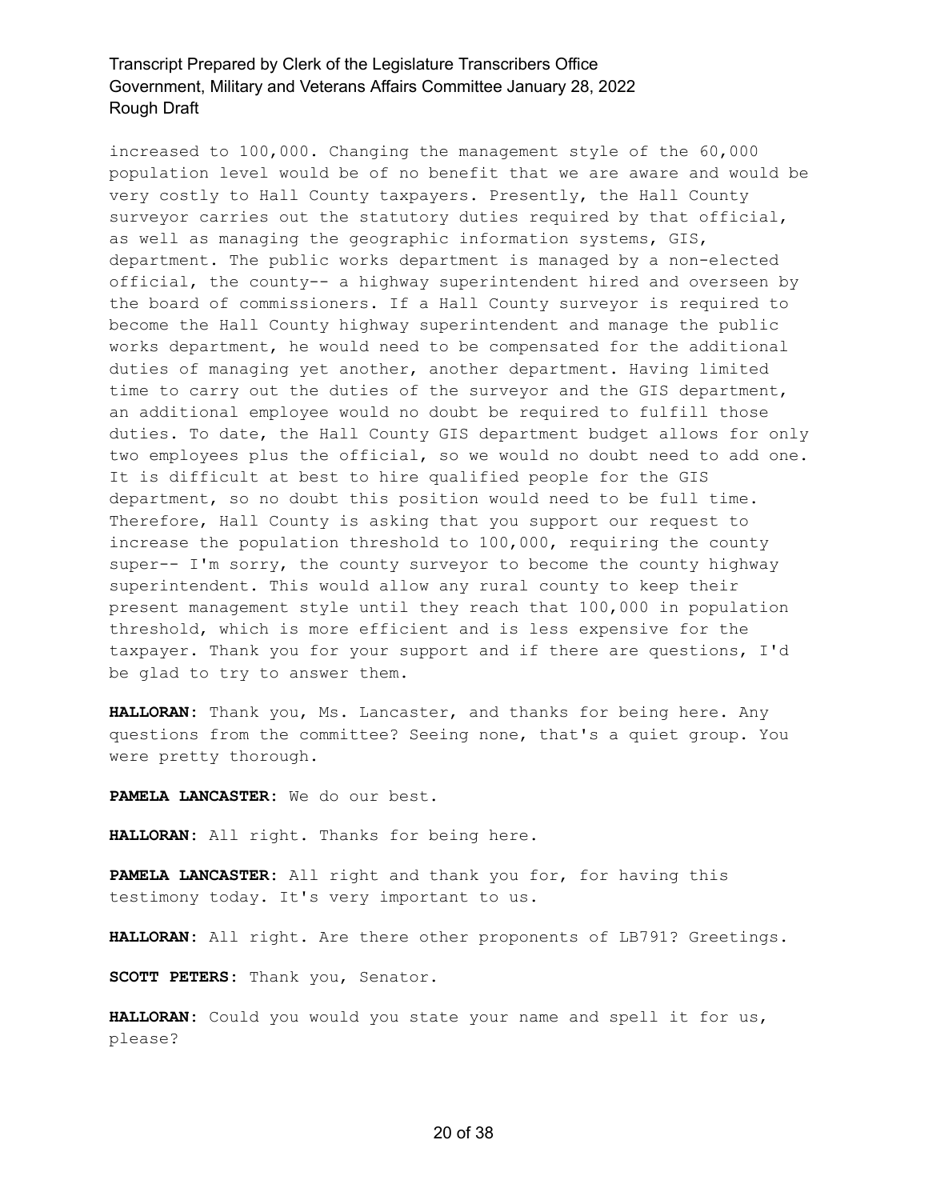increased to 100,000. Changing the management style of the 60,000 population level would be of no benefit that we are aware and would be very costly to Hall County taxpayers. Presently, the Hall County surveyor carries out the statutory duties required by that official, as well as managing the geographic information systems, GIS, department. The public works department is managed by a non-elected official, the county-- a highway superintendent hired and overseen by the board of commissioners. If a Hall County surveyor is required to become the Hall County highway superintendent and manage the public works department, he would need to be compensated for the additional duties of managing yet another, another department. Having limited time to carry out the duties of the surveyor and the GIS department, an additional employee would no doubt be required to fulfill those duties. To date, the Hall County GIS department budget allows for only two employees plus the official, so we would no doubt need to add one. It is difficult at best to hire qualified people for the GIS department, so no doubt this position would need to be full time. Therefore, Hall County is asking that you support our request to increase the population threshold to 100,000, requiring the county super-- I'm sorry, the county surveyor to become the county highway superintendent. This would allow any rural county to keep their present management style until they reach that 100,000 in population threshold, which is more efficient and is less expensive for the taxpayer. Thank you for your support and if there are questions, I'd be glad to try to answer them.

**HALLORAN:** Thank you, Ms. Lancaster, and thanks for being here. Any questions from the committee? Seeing none, that's a quiet group. You were pretty thorough.

**PAMELA LANCASTER:** We do our best.

**HALLORAN:** All right. Thanks for being here.

**PAMELA LANCASTER:** All right and thank you for, for having this testimony today. It's very important to us.

**HALLORAN:** All right. Are there other proponents of LB791? Greetings.

**SCOTT PETERS:** Thank you, Senator.

**HALLORAN:** Could you would you state your name and spell it for us, please?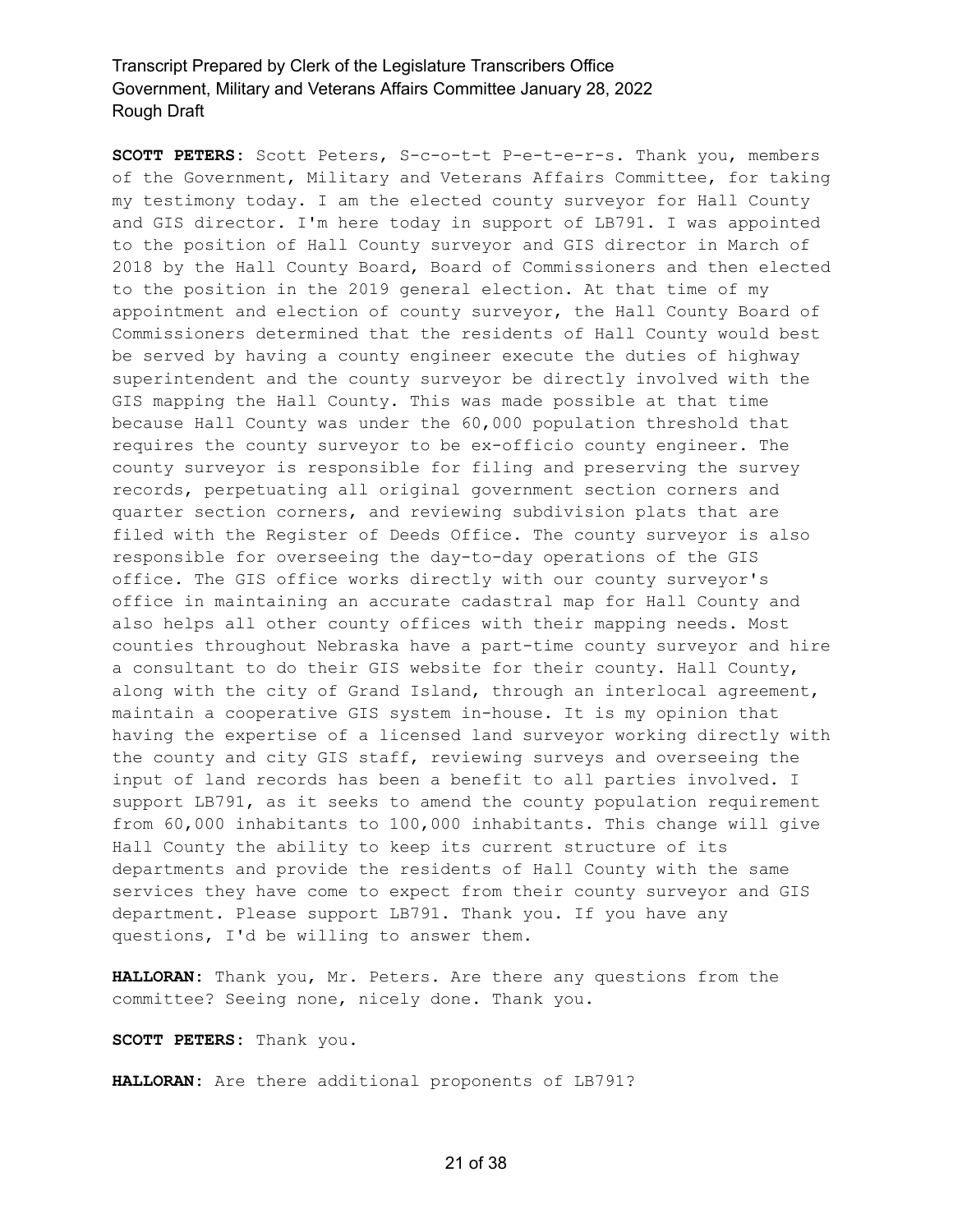**SCOTT PETERS:** Scott Peters, S-c-o-t-t P-e-t-e-r-s. Thank you, members of the Government, Military and Veterans Affairs Committee, for taking my testimony today. I am the elected county surveyor for Hall County and GIS director. I'm here today in support of LB791. I was appointed to the position of Hall County surveyor and GIS director in March of 2018 by the Hall County Board, Board of Commissioners and then elected to the position in the 2019 general election. At that time of my appointment and election of county surveyor, the Hall County Board of Commissioners determined that the residents of Hall County would best be served by having a county engineer execute the duties of highway superintendent and the county surveyor be directly involved with the GIS mapping the Hall County. This was made possible at that time because Hall County was under the 60,000 population threshold that requires the county surveyor to be ex-officio county engineer. The county surveyor is responsible for filing and preserving the survey records, perpetuating all original government section corners and quarter section corners, and reviewing subdivision plats that are filed with the Register of Deeds Office. The county surveyor is also responsible for overseeing the day-to-day operations of the GIS office. The GIS office works directly with our county surveyor's office in maintaining an accurate cadastral map for Hall County and also helps all other county offices with their mapping needs. Most counties throughout Nebraska have a part-time county surveyor and hire a consultant to do their GIS website for their county. Hall County, along with the city of Grand Island, through an interlocal agreement, maintain a cooperative GIS system in-house. It is my opinion that having the expertise of a licensed land surveyor working directly with the county and city GIS staff, reviewing surveys and overseeing the input of land records has been a benefit to all parties involved. I support LB791, as it seeks to amend the county population requirement from 60,000 inhabitants to 100,000 inhabitants. This change will give Hall County the ability to keep its current structure of its departments and provide the residents of Hall County with the same services they have come to expect from their county surveyor and GIS department. Please support LB791. Thank you. If you have any questions, I'd be willing to answer them.

**HALLORAN:** Thank you, Mr. Peters. Are there any questions from the committee? Seeing none, nicely done. Thank you.

**SCOTT PETERS:** Thank you.

**HALLORAN:** Are there additional proponents of LB791?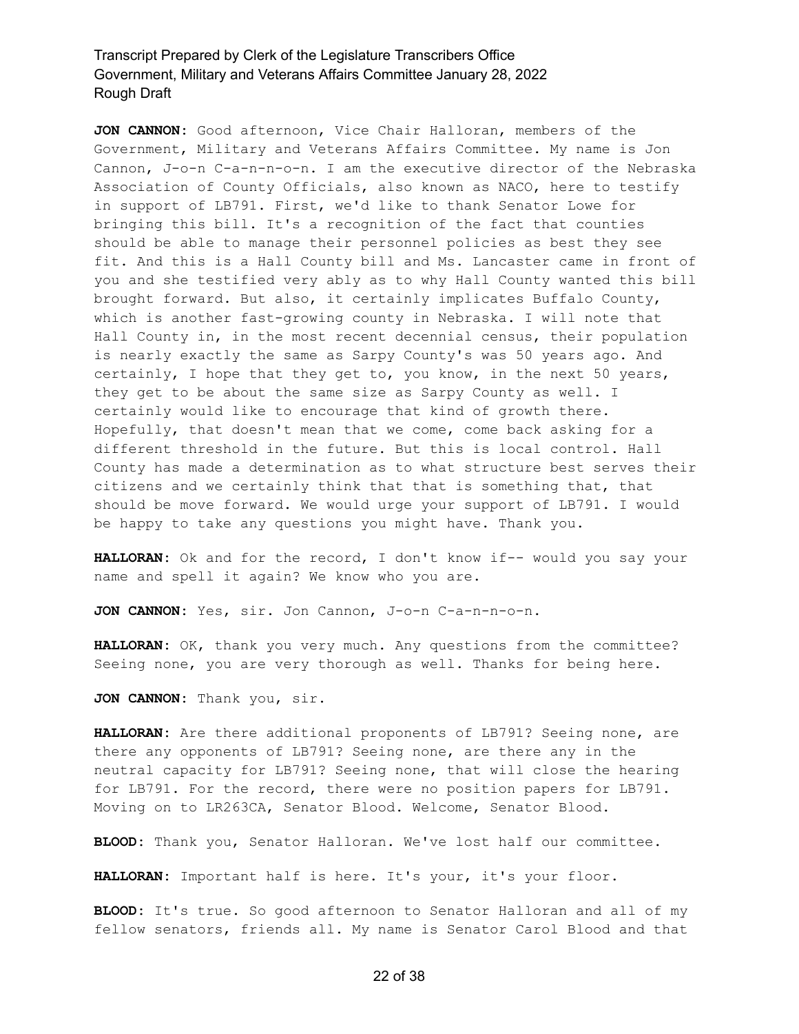**JON CANNON:** Good afternoon, Vice Chair Halloran, members of the Government, Military and Veterans Affairs Committee. My name is Jon Cannon, J-o-n C-a-n-n-o-n. I am the executive director of the Nebraska Association of County Officials, also known as NACO, here to testify in support of LB791. First, we'd like to thank Senator Lowe for bringing this bill. It's a recognition of the fact that counties should be able to manage their personnel policies as best they see fit. And this is a Hall County bill and Ms. Lancaster came in front of you and she testified very ably as to why Hall County wanted this bill brought forward. But also, it certainly implicates Buffalo County, which is another fast-growing county in Nebraska. I will note that Hall County in, in the most recent decennial census, their population is nearly exactly the same as Sarpy County's was 50 years ago. And certainly, I hope that they get to, you know, in the next 50 years, they get to be about the same size as Sarpy County as well. I certainly would like to encourage that kind of growth there. Hopefully, that doesn't mean that we come, come back asking for a different threshold in the future. But this is local control. Hall County has made a determination as to what structure best serves their citizens and we certainly think that that is something that, that should be move forward. We would urge your support of LB791. I would be happy to take any questions you might have. Thank you.

**HALLORAN:** Ok and for the record, I don't know if-- would you say your name and spell it again? We know who you are.

**JON CANNON:** Yes, sir. Jon Cannon, J-o-n C-a-n-n-o-n.

**HALLORAN:** OK, thank you very much. Any questions from the committee? Seeing none, you are very thorough as well. Thanks for being here.

**JON CANNON:** Thank you, sir.

**HALLORAN:** Are there additional proponents of LB791? Seeing none, are there any opponents of LB791? Seeing none, are there any in the neutral capacity for LB791? Seeing none, that will close the hearing for LB791. For the record, there were no position papers for LB791. Moving on to LR263CA, Senator Blood. Welcome, Senator Blood.

**BLOOD:** Thank you, Senator Halloran. We've lost half our committee.

**HALLORAN:** Important half is here. It's your, it's your floor.

**BLOOD:** It's true. So good afternoon to Senator Halloran and all of my fellow senators, friends all. My name is Senator Carol Blood and that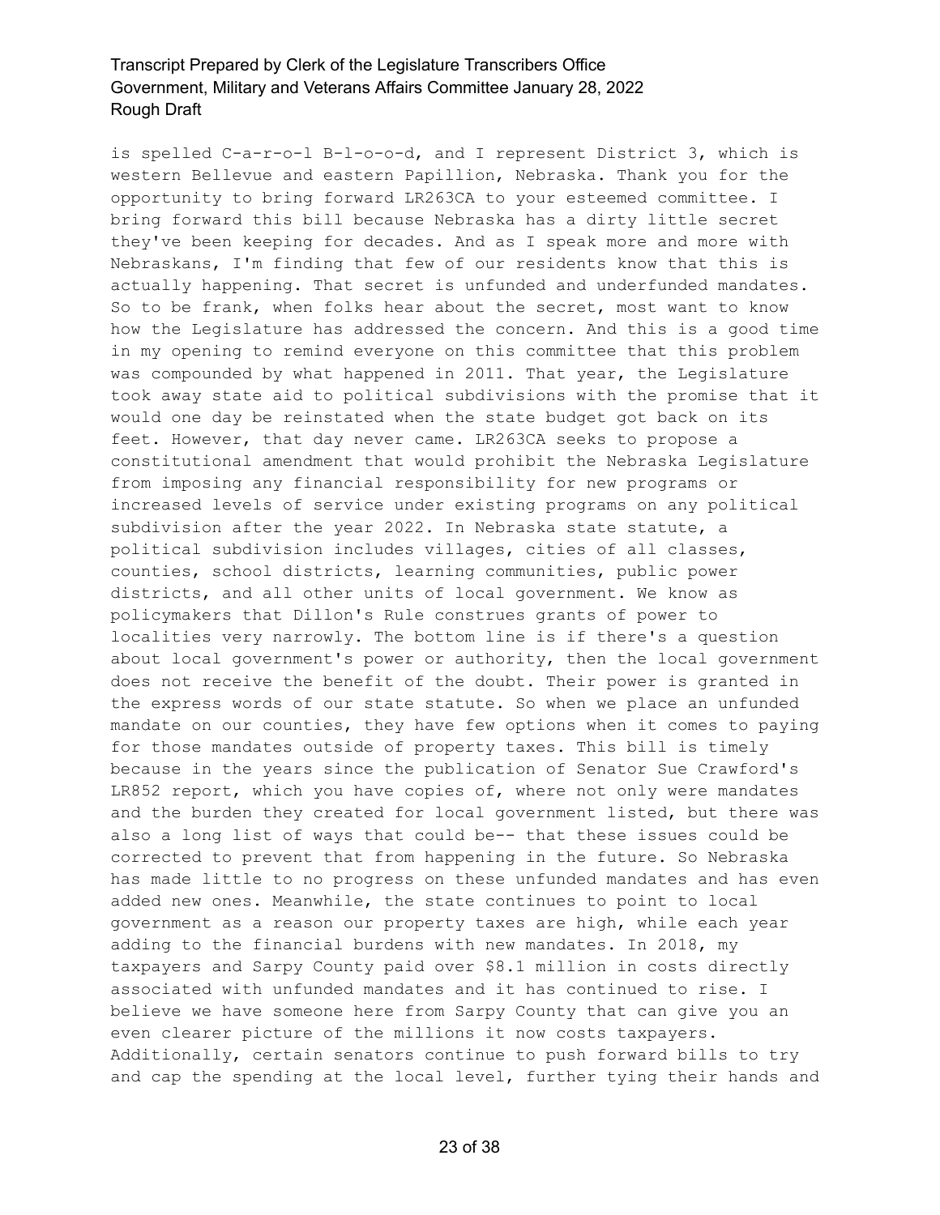is spelled C-a-r-o-l B-l-o-o-d, and I represent District 3, which is western Bellevue and eastern Papillion, Nebraska. Thank you for the opportunity to bring forward LR263CA to your esteemed committee. I bring forward this bill because Nebraska has a dirty little secret they've been keeping for decades. And as I speak more and more with Nebraskans, I'm finding that few of our residents know that this is actually happening. That secret is unfunded and underfunded mandates. So to be frank, when folks hear about the secret, most want to know how the Legislature has addressed the concern. And this is a good time in my opening to remind everyone on this committee that this problem was compounded by what happened in 2011. That year, the Legislature took away state aid to political subdivisions with the promise that it would one day be reinstated when the state budget got back on its feet. However, that day never came. LR263CA seeks to propose a constitutional amendment that would prohibit the Nebraska Legislature from imposing any financial responsibility for new programs or increased levels of service under existing programs on any political subdivision after the year 2022. In Nebraska state statute, a political subdivision includes villages, cities of all classes, counties, school districts, learning communities, public power districts, and all other units of local government. We know as policymakers that Dillon's Rule construes grants of power to localities very narrowly. The bottom line is if there's a question about local government's power or authority, then the local government does not receive the benefit of the doubt. Their power is granted in the express words of our state statute. So when we place an unfunded mandate on our counties, they have few options when it comes to paying for those mandates outside of property taxes. This bill is timely because in the years since the publication of Senator Sue Crawford's LR852 report, which you have copies of, where not only were mandates and the burden they created for local government listed, but there was also a long list of ways that could be-- that these issues could be corrected to prevent that from happening in the future. So Nebraska has made little to no progress on these unfunded mandates and has even added new ones. Meanwhile, the state continues to point to local government as a reason our property taxes are high, while each year adding to the financial burdens with new mandates. In 2018, my taxpayers and Sarpy County paid over $8.1 million in costs directly associated with unfunded mandates and it has continued to rise. I believe we have someone here from Sarpy County that can give you an even clearer picture of the millions it now costs taxpayers. Additionally, certain senators continue to push forward bills to try and cap the spending at the local level, further tying their hands and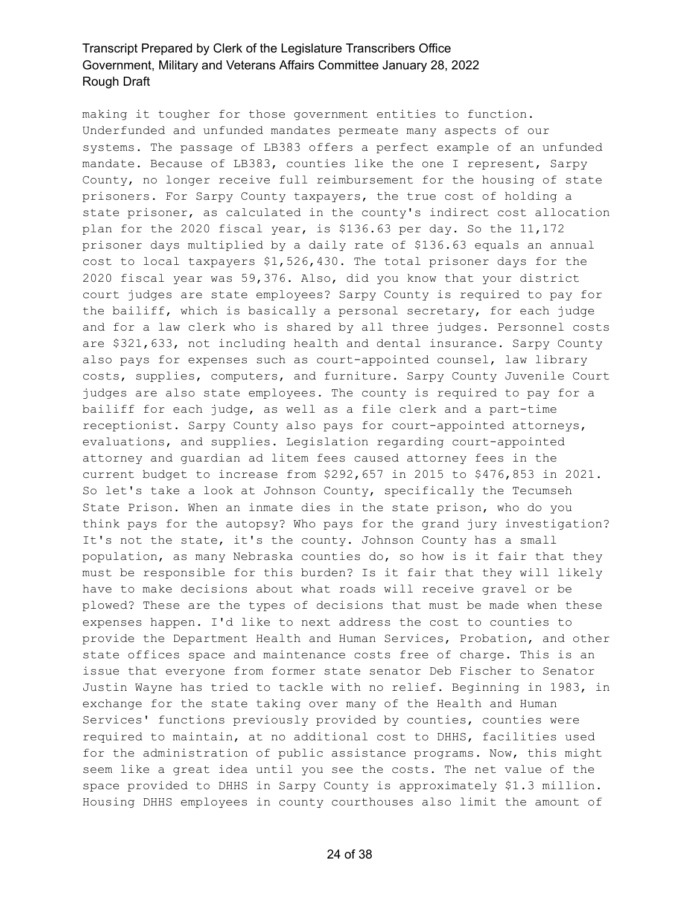making it tougher for those government entities to function. Underfunded and unfunded mandates permeate many aspects of our systems. The passage of LB383 offers a perfect example of an unfunded mandate. Because of LB383, counties like the one I represent, Sarpy County, no longer receive full reimbursement for the housing of state prisoners. For Sarpy County taxpayers, the true cost of holding a state prisoner, as calculated in the county's indirect cost allocation plan for the 2020 fiscal year, is $136.63 per day. So the 11,172 prisoner days multiplied by a daily rate of $136.63 equals an annual cost to local taxpayers $1,526,430. The total prisoner days for the 2020 fiscal year was 59,376. Also, did you know that your district court judges are state employees? Sarpy County is required to pay for the bailiff, which is basically a personal secretary, for each judge and for a law clerk who is shared by all three judges. Personnel costs are $321,633, not including health and dental insurance. Sarpy County also pays for expenses such as court-appointed counsel, law library costs, supplies, computers, and furniture. Sarpy County Juvenile Court judges are also state employees. The county is required to pay for a bailiff for each judge, as well as a file clerk and a part-time receptionist. Sarpy County also pays for court-appointed attorneys, evaluations, and supplies. Legislation regarding court-appointed attorney and guardian ad litem fees caused attorney fees in the current budget to increase from $292,657 in 2015 to $476,853 in 2021. So let's take a look at Johnson County, specifically the Tecumseh State Prison. When an inmate dies in the state prison, who do you think pays for the autopsy? Who pays for the grand jury investigation? It's not the state, it's the county. Johnson County has a small population, as many Nebraska counties do, so how is it fair that they must be responsible for this burden? Is it fair that they will likely have to make decisions about what roads will receive gravel or be plowed? These are the types of decisions that must be made when these expenses happen. I'd like to next address the cost to counties to provide the Department Health and Human Services, Probation, and other state offices space and maintenance costs free of charge. This is an issue that everyone from former state senator Deb Fischer to Senator Justin Wayne has tried to tackle with no relief. Beginning in 1983, in exchange for the state taking over many of the Health and Human Services' functions previously provided by counties, counties were required to maintain, at no additional cost to DHHS, facilities used for the administration of public assistance programs. Now, this might seem like a great idea until you see the costs. The net value of the space provided to DHHS in Sarpy County is approximately $1.3 million. Housing DHHS employees in county courthouses also limit the amount of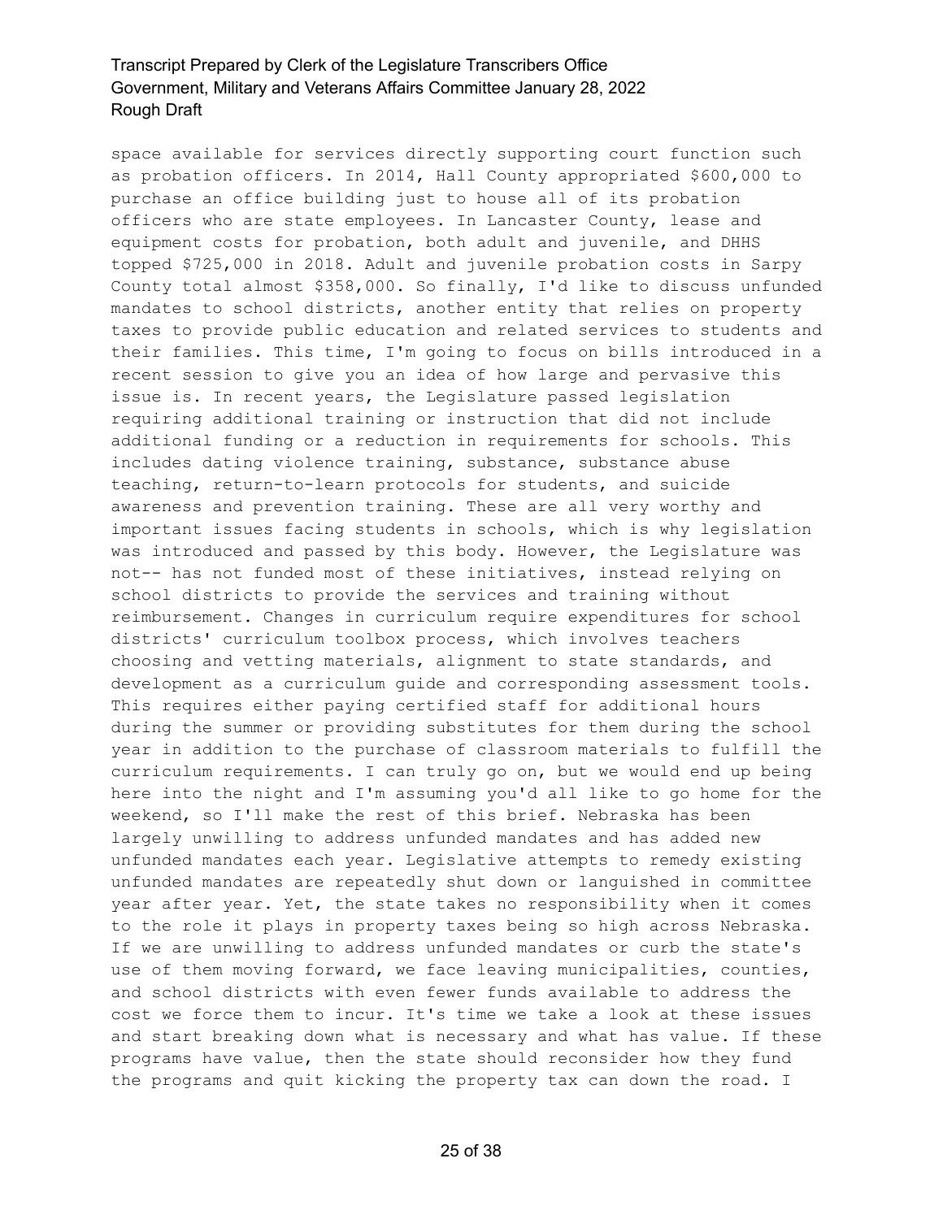space available for services directly supporting court function such as probation officers. In 2014, Hall County appropriated $600,000 to purchase an office building just to house all of its probation officers who are state employees. In Lancaster County, lease and equipment costs for probation, both adult and juvenile, and DHHS topped $725,000 in 2018. Adult and juvenile probation costs in Sarpy County total almost $358,000. So finally, I'd like to discuss unfunded mandates to school districts, another entity that relies on property taxes to provide public education and related services to students and their families. This time, I'm going to focus on bills introduced in a recent session to give you an idea of how large and pervasive this issue is. In recent years, the Legislature passed legislation requiring additional training or instruction that did not include additional funding or a reduction in requirements for schools. This includes dating violence training, substance, substance abuse teaching, return-to-learn protocols for students, and suicide awareness and prevention training. These are all very worthy and important issues facing students in schools, which is why legislation was introduced and passed by this body. However, the Legislature was not-- has not funded most of these initiatives, instead relying on school districts to provide the services and training without reimbursement. Changes in curriculum require expenditures for school districts' curriculum toolbox process, which involves teachers choosing and vetting materials, alignment to state standards, and development as a curriculum guide and corresponding assessment tools. This requires either paying certified staff for additional hours during the summer or providing substitutes for them during the school year in addition to the purchase of classroom materials to fulfill the curriculum requirements. I can truly go on, but we would end up being here into the night and I'm assuming you'd all like to go home for the weekend, so I'll make the rest of this brief. Nebraska has been largely unwilling to address unfunded mandates and has added new unfunded mandates each year. Legislative attempts to remedy existing unfunded mandates are repeatedly shut down or languished in committee year after year. Yet, the state takes no responsibility when it comes to the role it plays in property taxes being so high across Nebraska. If we are unwilling to address unfunded mandates or curb the state's use of them moving forward, we face leaving municipalities, counties, and school districts with even fewer funds available to address the cost we force them to incur. It's time we take a look at these issues and start breaking down what is necessary and what has value. If these programs have value, then the state should reconsider how they fund the programs and quit kicking the property tax can down the road. I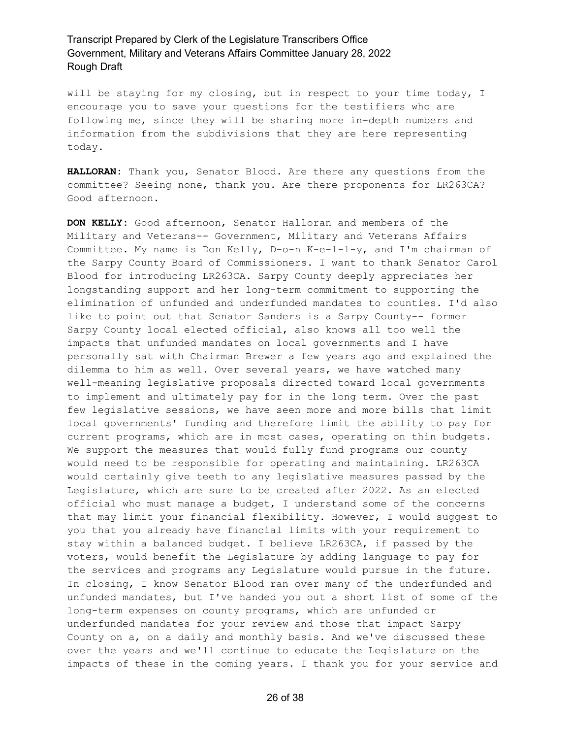will be staying for my closing, but in respect to your time today, I encourage you to save your questions for the testifiers who are following me, since they will be sharing more in-depth numbers and information from the subdivisions that they are here representing today.

**HALLORAN:** Thank you, Senator Blood. Are there any questions from the committee? Seeing none, thank you. Are there proponents for LR263CA? Good afternoon.

**DON KELLY:** Good afternoon, Senator Halloran and members of the Military and Veterans-- Government, Military and Veterans Affairs Committee. My name is Don Kelly, D-o-n K-e-l-l-y, and I'm chairman of the Sarpy County Board of Commissioners. I want to thank Senator Carol Blood for introducing LR263CA. Sarpy County deeply appreciates her longstanding support and her long-term commitment to supporting the elimination of unfunded and underfunded mandates to counties. I'd also like to point out that Senator Sanders is a Sarpy County-- former Sarpy County local elected official, also knows all too well the impacts that unfunded mandates on local governments and I have personally sat with Chairman Brewer a few years ago and explained the dilemma to him as well. Over several years, we have watched many well-meaning legislative proposals directed toward local governments to implement and ultimately pay for in the long term. Over the past few legislative sessions, we have seen more and more bills that limit local governments' funding and therefore limit the ability to pay for current programs, which are in most cases, operating on thin budgets. We support the measures that would fully fund programs our county would need to be responsible for operating and maintaining. LR263CA would certainly give teeth to any legislative measures passed by the Legislature, which are sure to be created after 2022. As an elected official who must manage a budget, I understand some of the concerns that may limit your financial flexibility. However, I would suggest to you that you already have financial limits with your requirement to stay within a balanced budget. I believe LR263CA, if passed by the voters, would benefit the Legislature by adding language to pay for the services and programs any Legislature would pursue in the future. In closing, I know Senator Blood ran over many of the underfunded and unfunded mandates, but I've handed you out a short list of some of the long-term expenses on county programs, which are unfunded or underfunded mandates for your review and those that impact Sarpy County on a, on a daily and monthly basis. And we've discussed these over the years and we'll continue to educate the Legislature on the impacts of these in the coming years. I thank you for your service and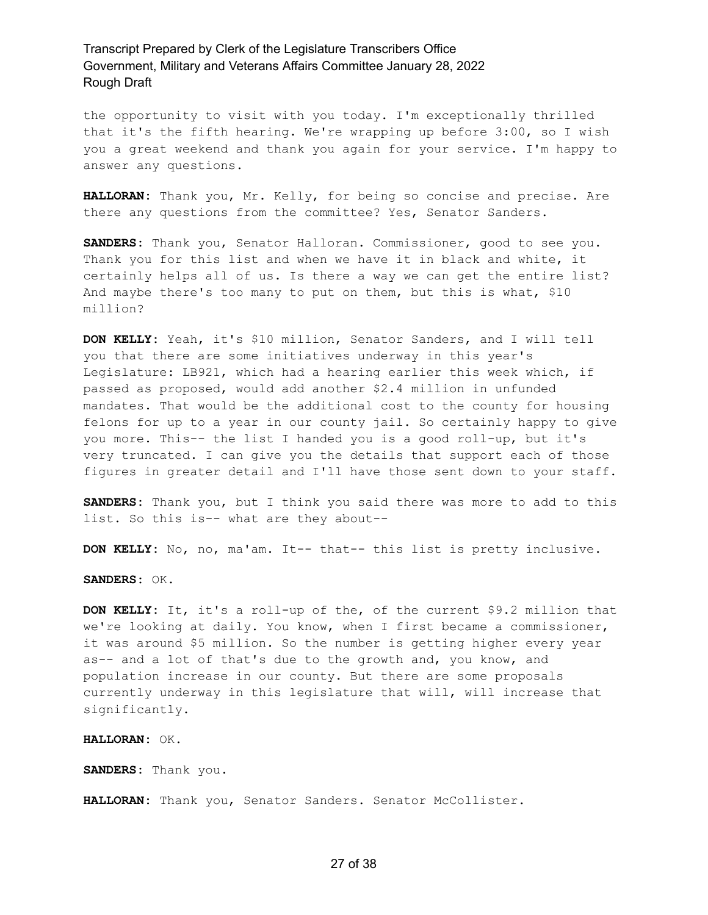the opportunity to visit with you today. I'm exceptionally thrilled that it's the fifth hearing. We're wrapping up before 3:00, so I wish you a great weekend and thank you again for your service. I'm happy to answer any questions.

**HALLORAN:** Thank you, Mr. Kelly, for being so concise and precise. Are there any questions from the committee? Yes, Senator Sanders.

**SANDERS:** Thank you, Senator Halloran. Commissioner, good to see you. Thank you for this list and when we have it in black and white, it certainly helps all of us. Is there a way we can get the entire list? And maybe there's too many to put on them, but this is what, $10 million?

**DON KELLY:** Yeah, it's $10 million, Senator Sanders, and I will tell you that there are some initiatives underway in this year's Legislature: LB921, which had a hearing earlier this week which, if passed as proposed, would add another $2.4 million in unfunded mandates. That would be the additional cost to the county for housing felons for up to a year in our county jail. So certainly happy to give you more. This-- the list I handed you is a good roll-up, but it's very truncated. I can give you the details that support each of those figures in greater detail and I'll have those sent down to your staff.

**SANDERS:** Thank you, but I think you said there was more to add to this list. So this is-- what are they about--

**DON KELLY:** No, no, ma'am. It-- that-- this list is pretty inclusive.

**SANDERS:** OK.

**DON KELLY:** It, it's a roll-up of the, of the current $9.2 million that we're looking at daily. You know, when I first became a commissioner, it was around $5 million. So the number is getting higher every year as-- and a lot of that's due to the growth and, you know, and population increase in our county. But there are some proposals currently underway in this legislature that will, will increase that significantly.

**HALLORAN:** OK.

**SANDERS:** Thank you.

**HALLORAN:** Thank you, Senator Sanders. Senator McCollister.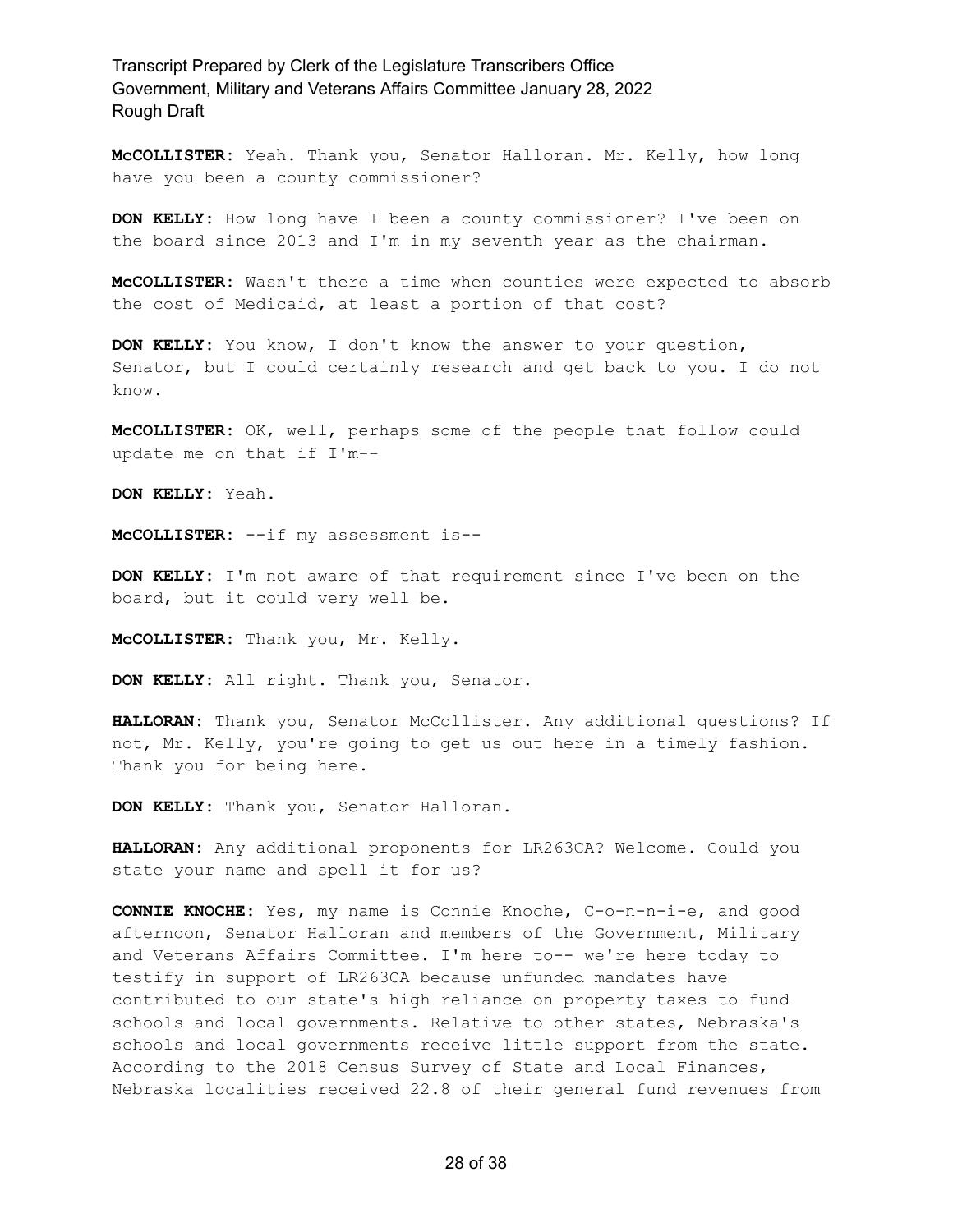**McCOLLISTER:** Yeah. Thank you, Senator Halloran. Mr. Kelly, how long have you been a county commissioner?

**DON KELLY:** How long have I been a county commissioner? I've been on the board since 2013 and I'm in my seventh year as the chairman.

**McCOLLISTER:** Wasn't there a time when counties were expected to absorb the cost of Medicaid, at least a portion of that cost?

**DON KELLY:** You know, I don't know the answer to your question, Senator, but I could certainly research and get back to you. I do not know.

**McCOLLISTER:** OK, well, perhaps some of the people that follow could update me on that if I'm--

**DON KELLY:** Yeah.

**McCOLLISTER:** --if my assessment is--

**DON KELLY:** I'm not aware of that requirement since I've been on the board, but it could very well be.

**McCOLLISTER:** Thank you, Mr. Kelly.

**DON KELLY:** All right. Thank you, Senator.

**HALLORAN:** Thank you, Senator McCollister. Any additional questions? If not, Mr. Kelly, you're going to get us out here in a timely fashion. Thank you for being here.

**DON KELLY:** Thank you, Senator Halloran.

**HALLORAN:** Any additional proponents for LR263CA? Welcome. Could you state your name and spell it for us?

**CONNIE KNOCHE:** Yes, my name is Connie Knoche, C-o-n-n-i-e, and good afternoon, Senator Halloran and members of the Government, Military and Veterans Affairs Committee. I'm here to-- we're here today to testify in support of LR263CA because unfunded mandates have contributed to our state's high reliance on property taxes to fund schools and local governments. Relative to other states, Nebraska's schools and local governments receive little support from the state. According to the 2018 Census Survey of State and Local Finances, Nebraska localities received 22.8 of their general fund revenues from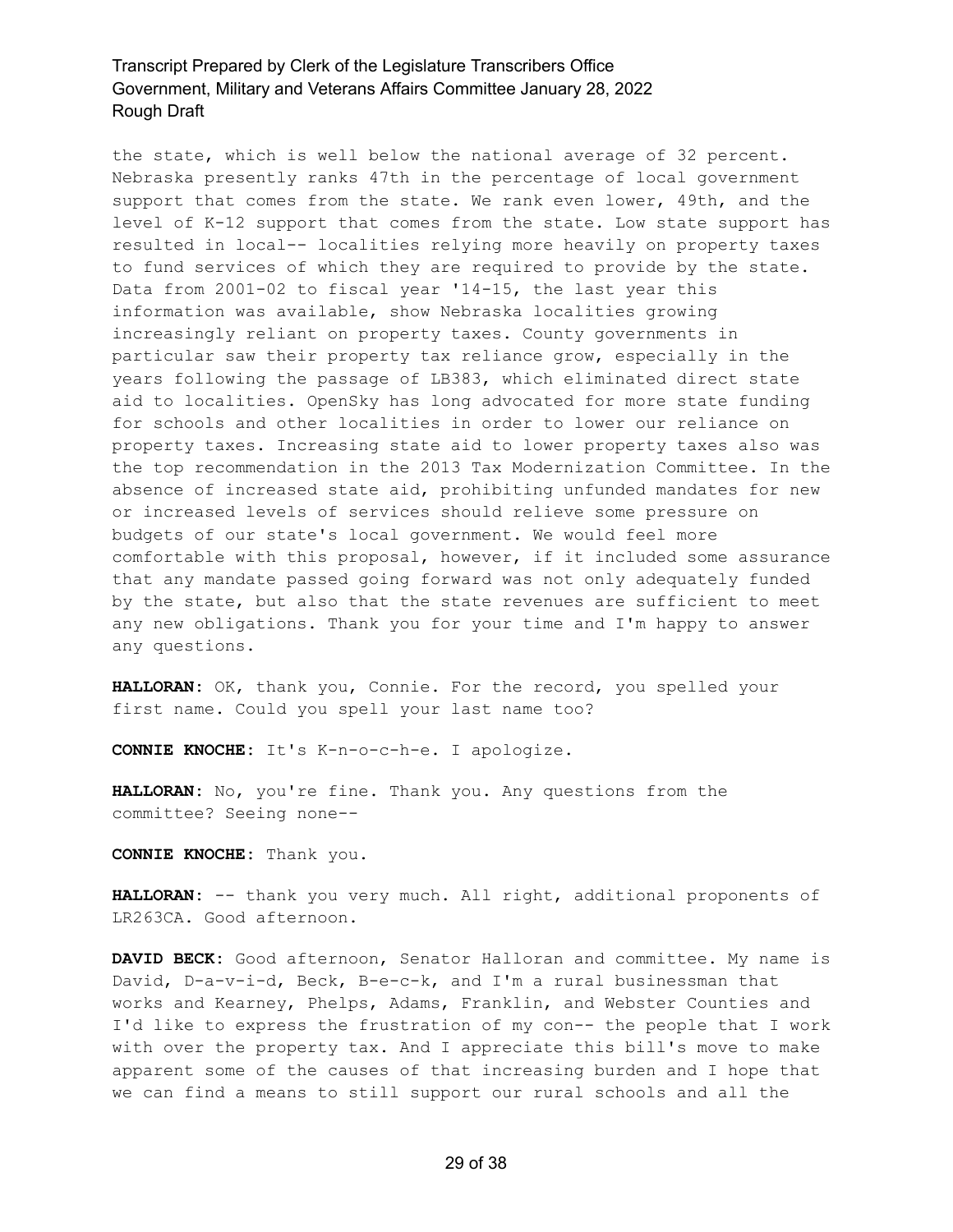the state, which is well below the national average of 32 percent. Nebraska presently ranks 47th in the percentage of local government support that comes from the state. We rank even lower, 49th, and the level of K-12 support that comes from the state. Low state support has resulted in local-- localities relying more heavily on property taxes to fund services of which they are required to provide by the state. Data from 2001-02 to fiscal year '14-15, the last year this information was available, show Nebraska localities growing increasingly reliant on property taxes. County governments in particular saw their property tax reliance grow, especially in the years following the passage of LB383, which eliminated direct state aid to localities. OpenSky has long advocated for more state funding for schools and other localities in order to lower our reliance on property taxes. Increasing state aid to lower property taxes also was the top recommendation in the 2013 Tax Modernization Committee. In the absence of increased state aid, prohibiting unfunded mandates for new or increased levels of services should relieve some pressure on budgets of our state's local government. We would feel more comfortable with this proposal, however, if it included some assurance that any mandate passed going forward was not only adequately funded by the state, but also that the state revenues are sufficient to meet any new obligations. Thank you for your time and I'm happy to answer any questions.

**HALLORAN:** OK, thank you, Connie. For the record, you spelled your first name. Could you spell your last name too?

**CONNIE KNOCHE:** It's K-n-o-c-h-e. I apologize.

**HALLORAN:** No, you're fine. Thank you. Any questions from the committee? Seeing none--

**CONNIE KNOCHE:** Thank you.

**HALLORAN:** -- thank you very much. All right, additional proponents of LR263CA. Good afternoon.

**DAVID BECK:** Good afternoon, Senator Halloran and committee. My name is David, D-a-v-i-d, Beck, B-e-c-k, and I'm a rural businessman that works and Kearney, Phelps, Adams, Franklin, and Webster Counties and I'd like to express the frustration of my con-- the people that I work with over the property tax. And I appreciate this bill's move to make apparent some of the causes of that increasing burden and I hope that we can find a means to still support our rural schools and all the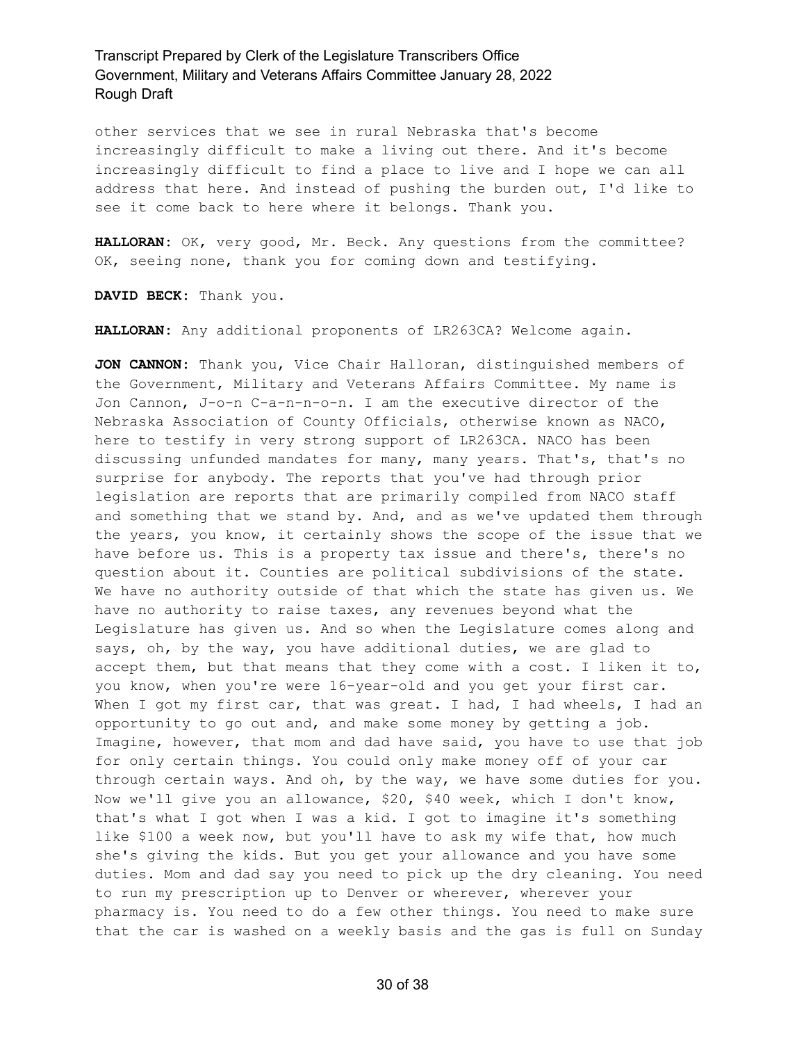other services that we see in rural Nebraska that's become increasingly difficult to make a living out there. And it's become increasingly difficult to find a place to live and I hope we can all address that here. And instead of pushing the burden out, I'd like to see it come back to here where it belongs. Thank you.

**HALLORAN:** OK, very good, Mr. Beck. Any questions from the committee? OK, seeing none, thank you for coming down and testifying.

**DAVID BECK:** Thank you.

**HALLORAN:** Any additional proponents of LR263CA? Welcome again.

**JON CANNON:** Thank you, Vice Chair Halloran, distinguished members of the Government, Military and Veterans Affairs Committee. My name is Jon Cannon, J-o-n C-a-n-n-o-n. I am the executive director of the Nebraska Association of County Officials, otherwise known as NACO, here to testify in very strong support of LR263CA. NACO has been discussing unfunded mandates for many, many years. That's, that's no surprise for anybody. The reports that you've had through prior legislation are reports that are primarily compiled from NACO staff and something that we stand by. And, and as we've updated them through the years, you know, it certainly shows the scope of the issue that we have before us. This is a property tax issue and there's, there's no question about it. Counties are political subdivisions of the state. We have no authority outside of that which the state has given us. We have no authority to raise taxes, any revenues beyond what the Legislature has given us. And so when the Legislature comes along and says, oh, by the way, you have additional duties, we are glad to accept them, but that means that they come with a cost. I liken it to, you know, when you're were 16-year-old and you get your first car. When I got my first car, that was great. I had, I had wheels, I had an opportunity to go out and, and make some money by getting a job. Imagine, however, that mom and dad have said, you have to use that job for only certain things. You could only make money off of your car through certain ways. And oh, by the way, we have some duties for you. Now we'll give you an allowance, $20, $40 week, which I don't know, that's what I got when I was a kid. I got to imagine it's something like $100 a week now, but you'll have to ask my wife that, how much she's giving the kids. But you get your allowance and you have some duties. Mom and dad say you need to pick up the dry cleaning. You need to run my prescription up to Denver or wherever, wherever your pharmacy is. You need to do a few other things. You need to make sure that the car is washed on a weekly basis and the gas is full on Sunday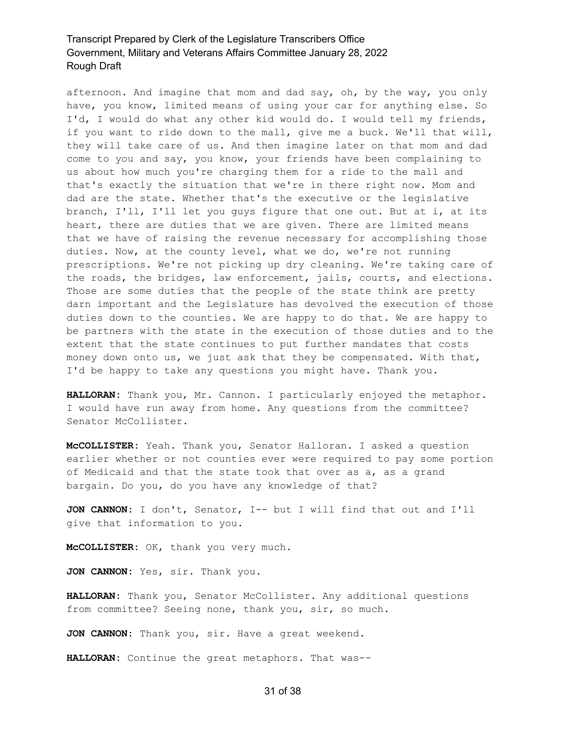afternoon. And imagine that mom and dad say, oh, by the way, you only have, you know, limited means of using your car for anything else. So I'd, I would do what any other kid would do. I would tell my friends, if you want to ride down to the mall, give me a buck. We'll that will, they will take care of us. And then imagine later on that mom and dad come to you and say, you know, your friends have been complaining to us about how much you're charging them for a ride to the mall and that's exactly the situation that we're in there right now. Mom and dad are the state. Whether that's the executive or the legislative branch, I'll, I'll let you guys figure that one out. But at i, at its heart, there are duties that we are given. There are limited means that we have of raising the revenue necessary for accomplishing those duties. Now, at the county level, what we do, we're not running prescriptions. We're not picking up dry cleaning. We're taking care of the roads, the bridges, law enforcement, jails, courts, and elections. Those are some duties that the people of the state think are pretty darn important and the Legislature has devolved the execution of those duties down to the counties. We are happy to do that. We are happy to be partners with the state in the execution of those duties and to the extent that the state continues to put further mandates that costs money down onto us, we just ask that they be compensated. With that, I'd be happy to take any questions you might have. Thank you.

**HALLORAN:** Thank you, Mr. Cannon. I particularly enjoyed the metaphor. I would have run away from home. Any questions from the committee? Senator McCollister.

**McCOLLISTER:** Yeah. Thank you, Senator Halloran. I asked a question earlier whether or not counties ever were required to pay some portion of Medicaid and that the state took that over as a, as a grand bargain. Do you, do you have any knowledge of that?

**JON CANNON:** I don't, Senator, I-- but I will find that out and I'll give that information to you.

**McCOLLISTER:** OK, thank you very much.

**JON CANNON:** Yes, sir. Thank you.

**HALLORAN:** Thank you, Senator McCollister. Any additional questions from committee? Seeing none, thank you, sir, so much.

**JON CANNON:** Thank you, sir. Have a great weekend.

**HALLORAN:** Continue the great metaphors. That was--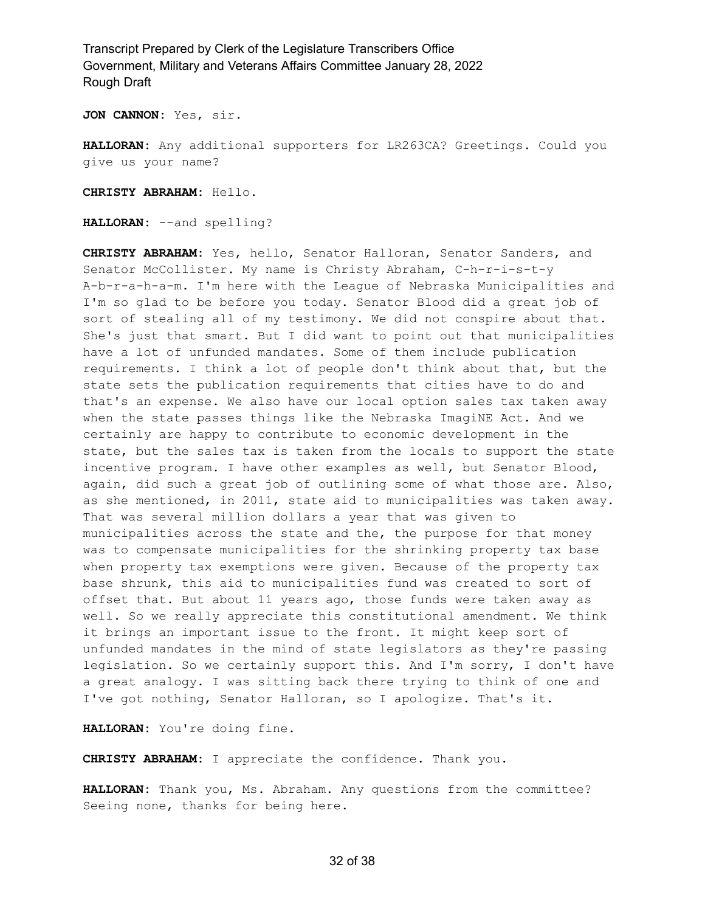**JON CANNON:** Yes, sir.

**HALLORAN:** Any additional supporters for LR263CA? Greetings. Could you give us your name?

**CHRISTY ABRAHAM:** Hello.

**HALLORAN:** --and spelling?

**CHRISTY ABRAHAM:** Yes, hello, Senator Halloran, Senator Sanders, and Senator McCollister. My name is Christy Abraham, C-h-r-i-s-t-y A-b-r-a-h-a-m. I'm here with the League of Nebraska Municipalities and I'm so glad to be before you today. Senator Blood did a great job of sort of stealing all of my testimony. We did not conspire about that. She's just that smart. But I did want to point out that municipalities have a lot of unfunded mandates. Some of them include publication requirements. I think a lot of people don't think about that, but the state sets the publication requirements that cities have to do and that's an expense. We also have our local option sales tax taken away when the state passes things like the Nebraska ImagiNE Act. And we certainly are happy to contribute to economic development in the state, but the sales tax is taken from the locals to support the state incentive program. I have other examples as well, but Senator Blood, again, did such a great job of outlining some of what those are. Also, as she mentioned, in 2011, state aid to municipalities was taken away. That was several million dollars a year that was given to municipalities across the state and the, the purpose for that money was to compensate municipalities for the shrinking property tax base when property tax exemptions were given. Because of the property tax base shrunk, this aid to municipalities fund was created to sort of offset that. But about 11 years ago, those funds were taken away as well. So we really appreciate this constitutional amendment. We think it brings an important issue to the front. It might keep sort of unfunded mandates in the mind of state legislators as they're passing legislation. So we certainly support this. And I'm sorry, I don't have a great analogy. I was sitting back there trying to think of one and I've got nothing, Senator Halloran, so I apologize. That's it.

**HALLORAN:** You're doing fine.

**CHRISTY ABRAHAM:** I appreciate the confidence. Thank you.

**HALLORAN:** Thank you, Ms. Abraham. Any questions from the committee? Seeing none, thanks for being here.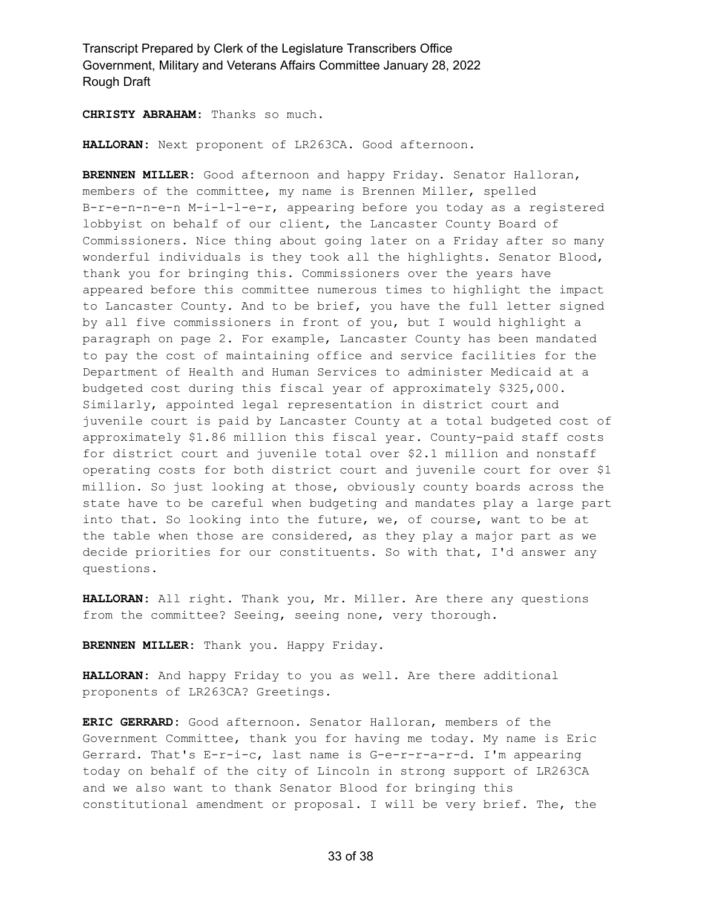**CHRISTY ABRAHAM:** Thanks so much.

**HALLORAN:** Next proponent of LR263CA. Good afternoon.

**BRENNEN MILLER:** Good afternoon and happy Friday. Senator Halloran, members of the committee, my name is Brennen Miller, spelled B-r-e-n-n-e-n M-i-l-l-e-r, appearing before you today as a registered lobbyist on behalf of our client, the Lancaster County Board of Commissioners. Nice thing about going later on a Friday after so many wonderful individuals is they took all the highlights. Senator Blood, thank you for bringing this. Commissioners over the years have appeared before this committee numerous times to highlight the impact to Lancaster County. And to be brief, you have the full letter signed by all five commissioners in front of you, but I would highlight a paragraph on page 2. For example, Lancaster County has been mandated to pay the cost of maintaining office and service facilities for the Department of Health and Human Services to administer Medicaid at a budgeted cost during this fiscal year of approximately $325,000. Similarly, appointed legal representation in district court and juvenile court is paid by Lancaster County at a total budgeted cost of approximately $1.86 million this fiscal year. County-paid staff costs for district court and juvenile total over $2.1 million and nonstaff operating costs for both district court and juvenile court for over $1 million. So just looking at those, obviously county boards across the state have to be careful when budgeting and mandates play a large part into that. So looking into the future, we, of course, want to be at the table when those are considered, as they play a major part as we decide priorities for our constituents. So with that, I'd answer any questions.

**HALLORAN:** All right. Thank you, Mr. Miller. Are there any questions from the committee? Seeing, seeing none, very thorough.

**BRENNEN MILLER:** Thank you. Happy Friday.

**HALLORAN:** And happy Friday to you as well. Are there additional proponents of LR263CA? Greetings.

**ERIC GERRARD:** Good afternoon. Senator Halloran, members of the Government Committee, thank you for having me today. My name is Eric Gerrard. That's E-r-i-c, last name is G-e-r-r-a-r-d. I'm appearing today on behalf of the city of Lincoln in strong support of LR263CA and we also want to thank Senator Blood for bringing this constitutional amendment or proposal. I will be very brief. The, the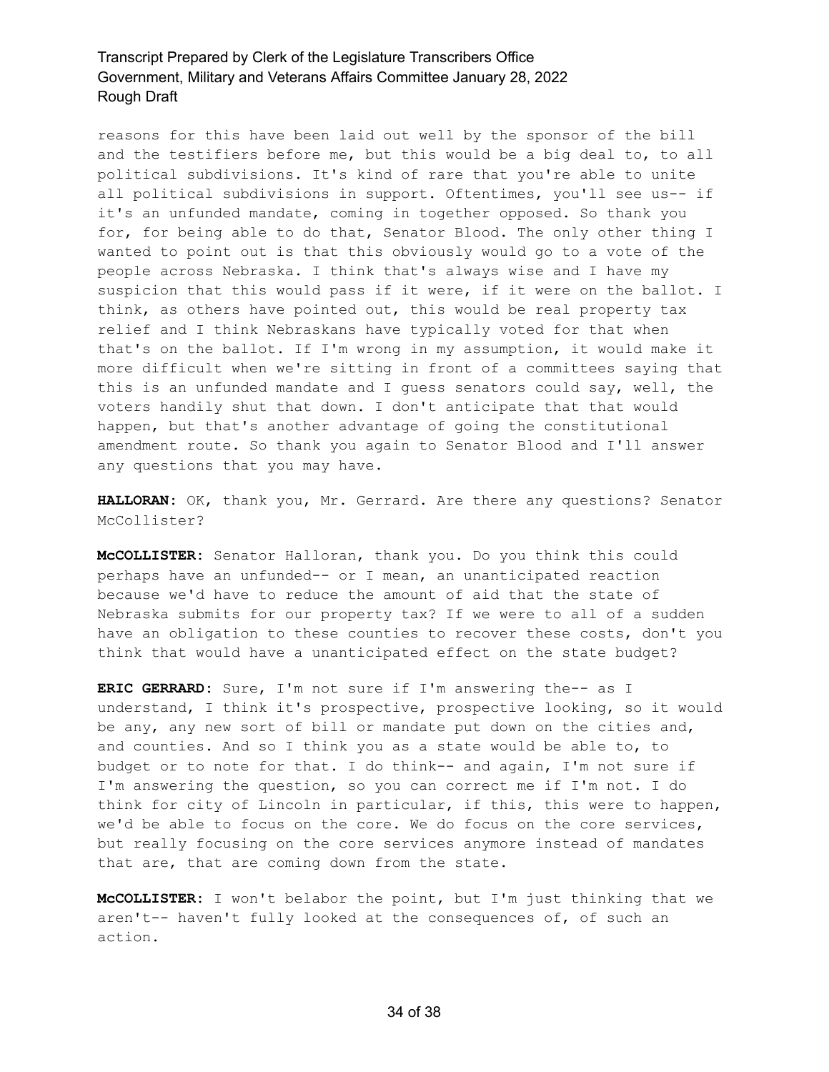reasons for this have been laid out well by the sponsor of the bill and the testifiers before me, but this would be a big deal to, to all political subdivisions. It's kind of rare that you're able to unite all political subdivisions in support. Oftentimes, you'll see us-- if it's an unfunded mandate, coming in together opposed. So thank you for, for being able to do that, Senator Blood. The only other thing I wanted to point out is that this obviously would go to a vote of the people across Nebraska. I think that's always wise and I have my suspicion that this would pass if it were, if it were on the ballot. I think, as others have pointed out, this would be real property tax relief and I think Nebraskans have typically voted for that when that's on the ballot. If I'm wrong in my assumption, it would make it more difficult when we're sitting in front of a committees saying that this is an unfunded mandate and I guess senators could say, well, the voters handily shut that down. I don't anticipate that that would happen, but that's another advantage of going the constitutional amendment route. So thank you again to Senator Blood and I'll answer any questions that you may have.

**HALLORAN:** OK, thank you, Mr. Gerrard. Are there any questions? Senator McCollister?

**McCOLLISTER:** Senator Halloran, thank you. Do you think this could perhaps have an unfunded-- or I mean, an unanticipated reaction because we'd have to reduce the amount of aid that the state of Nebraska submits for our property tax? If we were to all of a sudden have an obligation to these counties to recover these costs, don't you think that would have a unanticipated effect on the state budget?

**ERIC GERRARD:** Sure, I'm not sure if I'm answering the-- as I understand, I think it's prospective, prospective looking, so it would be any, any new sort of bill or mandate put down on the cities and, and counties. And so I think you as a state would be able to, to budget or to note for that. I do think-- and again, I'm not sure if I'm answering the question, so you can correct me if I'm not. I do think for city of Lincoln in particular, if this, this were to happen, we'd be able to focus on the core. We do focus on the core services, but really focusing on the core services anymore instead of mandates that are, that are coming down from the state.

**McCOLLISTER:** I won't belabor the point, but I'm just thinking that we aren't-- haven't fully looked at the consequences of, of such an action.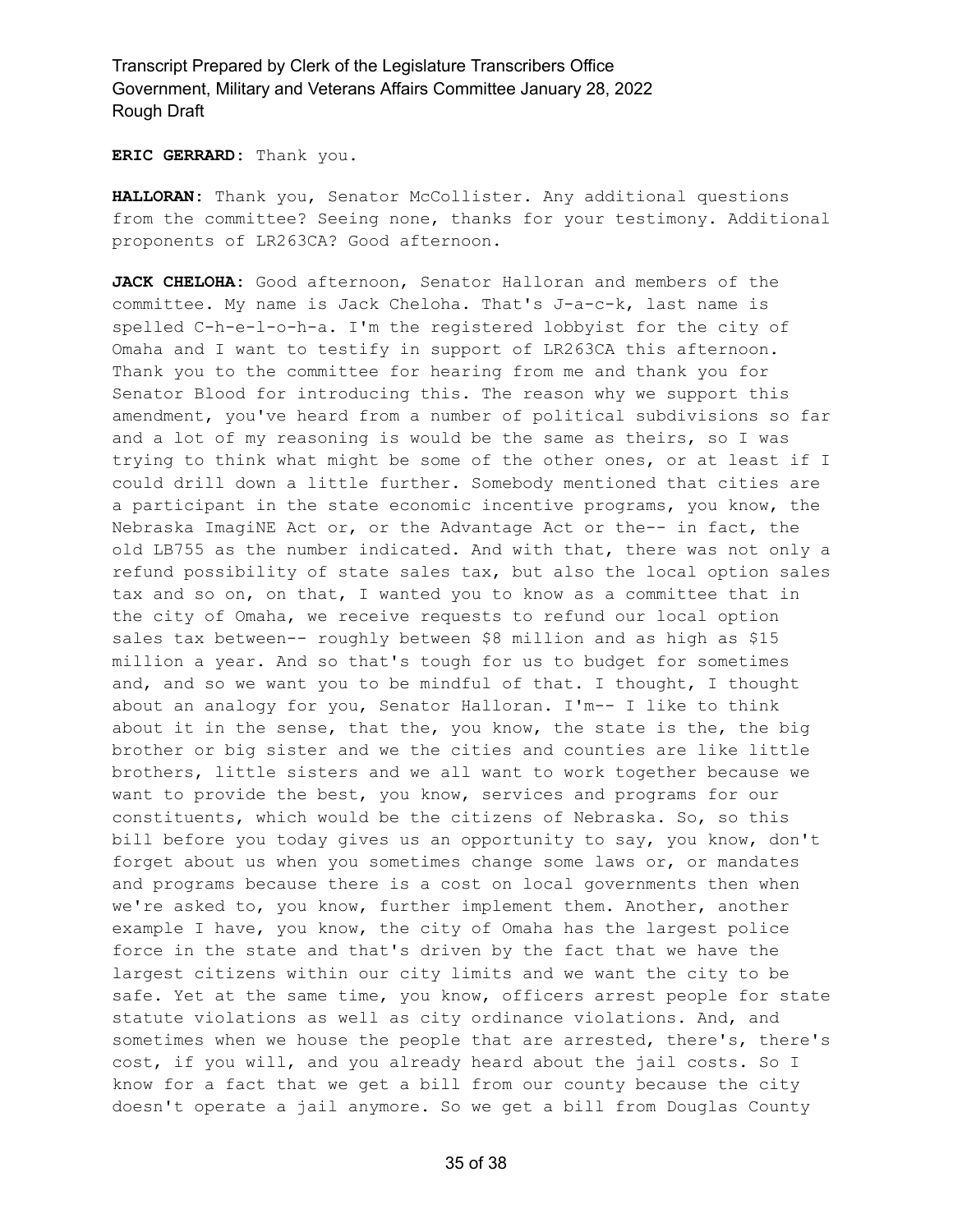**ERIC GERRARD:** Thank you.

**HALLORAN:** Thank you, Senator McCollister. Any additional questions from the committee? Seeing none, thanks for your testimony. Additional proponents of LR263CA? Good afternoon.

**JACK CHELOHA:** Good afternoon, Senator Halloran and members of the committee. My name is Jack Cheloha. That's J-a-c-k, last name is spelled C-h-e-l-o-h-a. I'm the registered lobbyist for the city of Omaha and I want to testify in support of LR263CA this afternoon. Thank you to the committee for hearing from me and thank you for Senator Blood for introducing this. The reason why we support this amendment, you've heard from a number of political subdivisions so far and a lot of my reasoning is would be the same as theirs, so I was trying to think what might be some of the other ones, or at least if I could drill down a little further. Somebody mentioned that cities are a participant in the state economic incentive programs, you know, the Nebraska ImagiNE Act or, or the Advantage Act or the-- in fact, the old LB755 as the number indicated. And with that, there was not only a refund possibility of state sales tax, but also the local option sales tax and so on, on that, I wanted you to know as a committee that in the city of Omaha, we receive requests to refund our local option sales tax between-- roughly between $8 million and as high as $15 million a year. And so that's tough for us to budget for sometimes and, and so we want you to be mindful of that. I thought, I thought about an analogy for you, Senator Halloran. I'm-- I like to think about it in the sense, that the, you know, the state is the, the big brother or big sister and we the cities and counties are like little brothers, little sisters and we all want to work together because we want to provide the best, you know, services and programs for our constituents, which would be the citizens of Nebraska. So, so this bill before you today gives us an opportunity to say, you know, don't forget about us when you sometimes change some laws or, or mandates and programs because there is a cost on local governments then when we're asked to, you know, further implement them. Another, another example I have, you know, the city of Omaha has the largest police force in the state and that's driven by the fact that we have the largest citizens within our city limits and we want the city to be safe. Yet at the same time, you know, officers arrest people for state statute violations as well as city ordinance violations. And, and sometimes when we house the people that are arrested, there's, there's cost, if you will, and you already heard about the jail costs. So I know for a fact that we get a bill from our county because the city doesn't operate a jail anymore. So we get a bill from Douglas County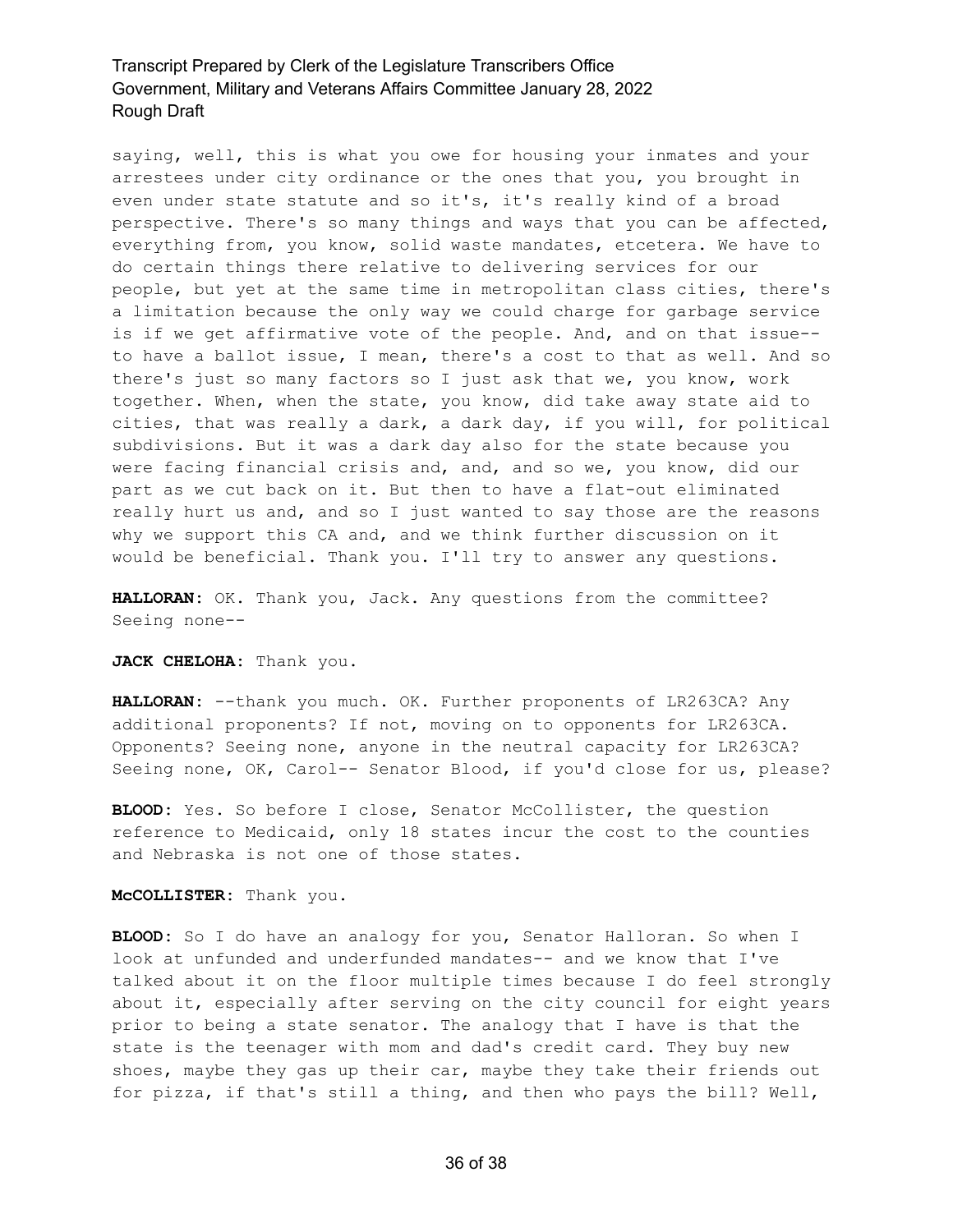saying, well, this is what you owe for housing your inmates and your arrestees under city ordinance or the ones that you, you brought in even under state statute and so it's, it's really kind of a broad perspective. There's so many things and ways that you can be affected, everything from, you know, solid waste mandates, etcetera. We have to do certain things there relative to delivering services for our people, but yet at the same time in metropolitan class cities, there's a limitation because the only way we could charge for garbage service is if we get affirmative vote of the people. And, and on that issue-- to have a ballot issue, I mean, there's a cost to that as well. And so there's just so many factors so I just ask that we, you know, work together. When, when the state, you know, did take away state aid to cities, that was really a dark, a dark day, if you will, for political subdivisions. But it was a dark day also for the state because you were facing financial crisis and, and, and so we, you know, did our part as we cut back on it. But then to have a flat-out eliminated really hurt us and, and so I just wanted to say those are the reasons why we support this CA and, and we think further discussion on it would be beneficial. Thank you. I'll try to answer any questions.

**HALLORAN:** OK. Thank you, Jack. Any questions from the committee? Seeing none--

**JACK CHELOHA:** Thank you.

**HALLORAN:** --thank you much. OK. Further proponents of LR263CA? Any additional proponents? If not, moving on to opponents for LR263CA. Opponents? Seeing none, anyone in the neutral capacity for LR263CA? Seeing none, OK, Carol-- Senator Blood, if you'd close for us, please?

**BLOOD:** Yes. So before I close, Senator McCollister, the question reference to Medicaid, only 18 states incur the cost to the counties and Nebraska is not one of those states.

**McCOLLISTER:** Thank you.

**BLOOD:** So I do have an analogy for you, Senator Halloran. So when I look at unfunded and underfunded mandates-- and we know that I've talked about it on the floor multiple times because I do feel strongly about it, especially after serving on the city council for eight years prior to being a state senator. The analogy that I have is that the state is the teenager with mom and dad's credit card. They buy new shoes, maybe they gas up their car, maybe they take their friends out for pizza, if that's still a thing, and then who pays the bill? Well,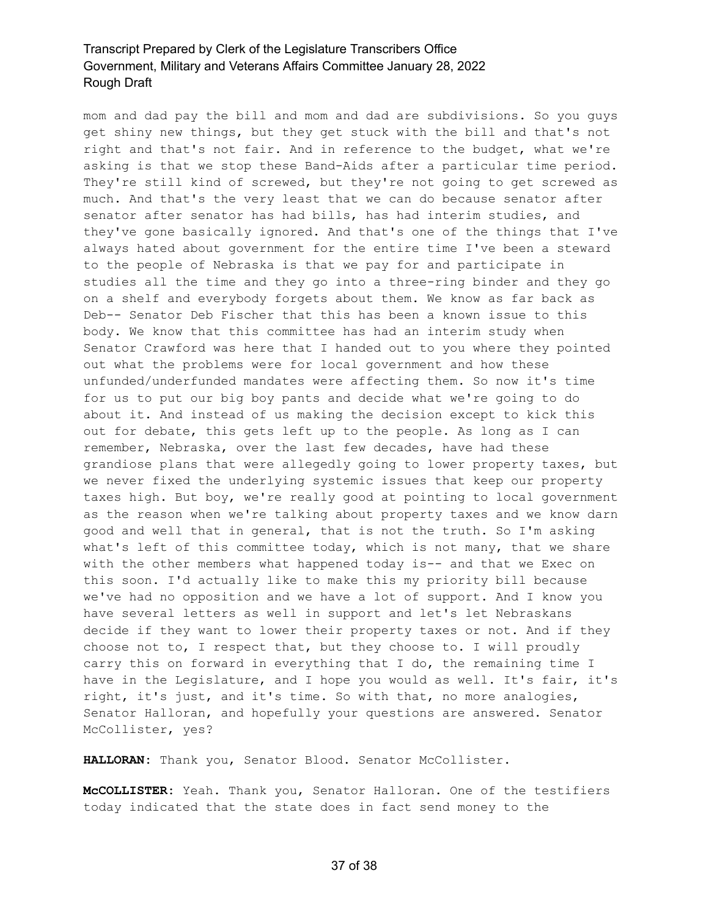mom and dad pay the bill and mom and dad are subdivisions. So you guys get shiny new things, but they get stuck with the bill and that's not right and that's not fair. And in reference to the budget, what we're asking is that we stop these Band-Aids after a particular time period. They're still kind of screwed, but they're not going to get screwed as much. And that's the very least that we can do because senator after senator after senator has had bills, has had interim studies, and they've gone basically ignored. And that's one of the things that I've always hated about government for the entire time I've been a steward to the people of Nebraska is that we pay for and participate in studies all the time and they go into a three-ring binder and they go on a shelf and everybody forgets about them. We know as far back as Deb-- Senator Deb Fischer that this has been a known issue to this body. We know that this committee has had an interim study when Senator Crawford was here that I handed out to you where they pointed out what the problems were for local government and how these unfunded/underfunded mandates were affecting them. So now it's time for us to put our big boy pants and decide what we're going to do about it. And instead of us making the decision except to kick this out for debate, this gets left up to the people. As long as I can remember, Nebraska, over the last few decades, have had these grandiose plans that were allegedly going to lower property taxes, but we never fixed the underlying systemic issues that keep our property taxes high. But boy, we're really good at pointing to local government as the reason when we're talking about property taxes and we know darn good and well that in general, that is not the truth. So I'm asking what's left of this committee today, which is not many, that we share with the other members what happened today is-- and that we Exec on this soon. I'd actually like to make this my priority bill because we've had no opposition and we have a lot of support. And I know you have several letters as well in support and let's let Nebraskans decide if they want to lower their property taxes or not. And if they choose not to, I respect that, but they choose to. I will proudly carry this on forward in everything that I do, the remaining time I have in the Legislature, and I hope you would as well. It's fair, it's right, it's just, and it's time. So with that, no more analogies, Senator Halloran, and hopefully your questions are answered. Senator McCollister, yes?

**HALLORAN:** Thank you, Senator Blood. Senator McCollister.

**McCOLLISTER:** Yeah. Thank you, Senator Halloran. One of the testifiers today indicated that the state does in fact send money to the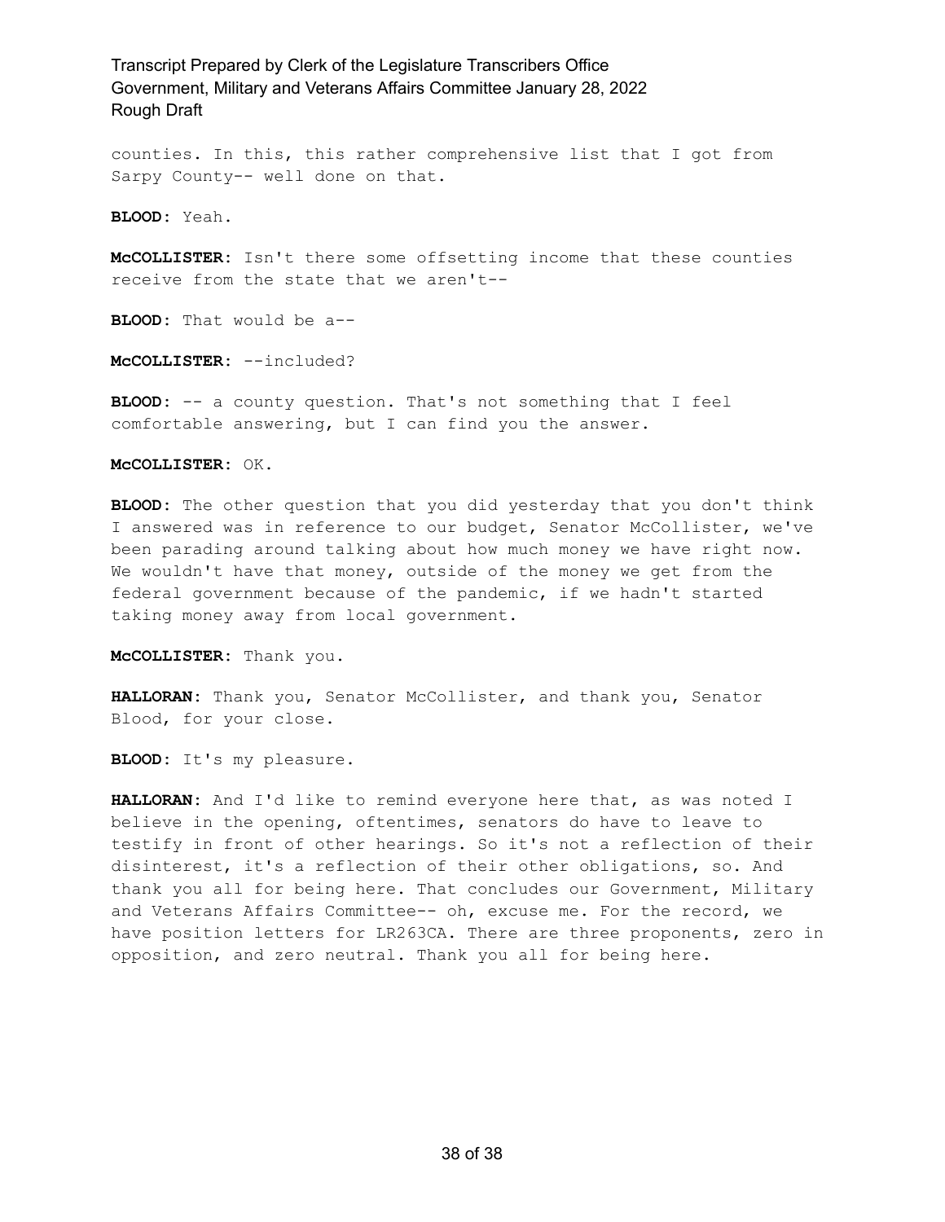counties. In this, this rather comprehensive list that I got from Sarpy County-- well done on that.

**BLOOD:** Yeah.

**McCOLLISTER:** Isn't there some offsetting income that these counties receive from the state that we aren't--

**BLOOD:** That would be a--

**McCOLLISTER:** --included?

**BLOOD:** -- a county question. That's not something that I feel comfortable answering, but I can find you the answer.

**McCOLLISTER:** OK.

**BLOOD:** The other question that you did yesterday that you don't think I answered was in reference to our budget, Senator McCollister, we've been parading around talking about how much money we have right now. We wouldn't have that money, outside of the money we get from the federal government because of the pandemic, if we hadn't started taking money away from local government.

**McCOLLISTER:** Thank you.

**HALLORAN:** Thank you, Senator McCollister, and thank you, Senator Blood, for your close.

**BLOOD:** It's my pleasure.

**HALLORAN:** And I'd like to remind everyone here that, as was noted I believe in the opening, oftentimes, senators do have to leave to testify in front of other hearings. So it's not a reflection of their disinterest, it's a reflection of their other obligations, so. And thank you all for being here. That concludes our Government, Military and Veterans Affairs Committee-- oh, excuse me. For the record, we have position letters for LR263CA. There are three proponents, zero in opposition, and zero neutral. Thank you all for being here.